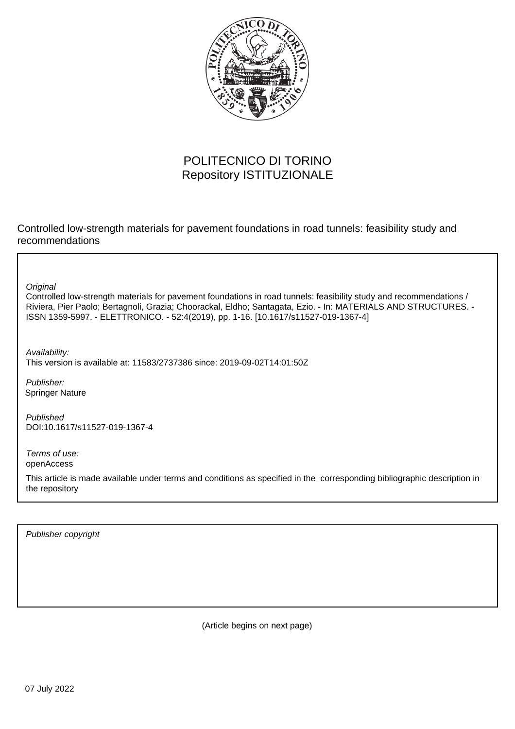POLITECNICO DI TORINO
Repository ISTITUZIONALE

Controlled low-strength materials for pavement foundations in road tunnels: feasibility study and recommendations

*Original*
Controlled low-strength materials for pavement foundations in road tunnels: feasibility study and recommendations / Riviera, Pier Paolo; Bertagnoli, Grazia; Choorackal, Eldho; Santagata, Ezio. - In: MATERIALS AND STRUCTURES. - ISSN 1359-5997. - ELETTRONICO. - 52:4(2019), pp. 1-16. [10.1617/s11527-019-1367-4]

*Availability:*
This version is available at: 11583/2737386 since: 2019-09-02T14:01:50Z

*Publisher:*
Springer Nature

*Published*
DOI:10.1617/s11527-019-1367-4

*Terms of use:*
openAccess

This article is made available under terms and conditions as specified in the corresponding bibliographic description in the repository

*Publisher copyright*

(Article begins on next page)

07 July 2022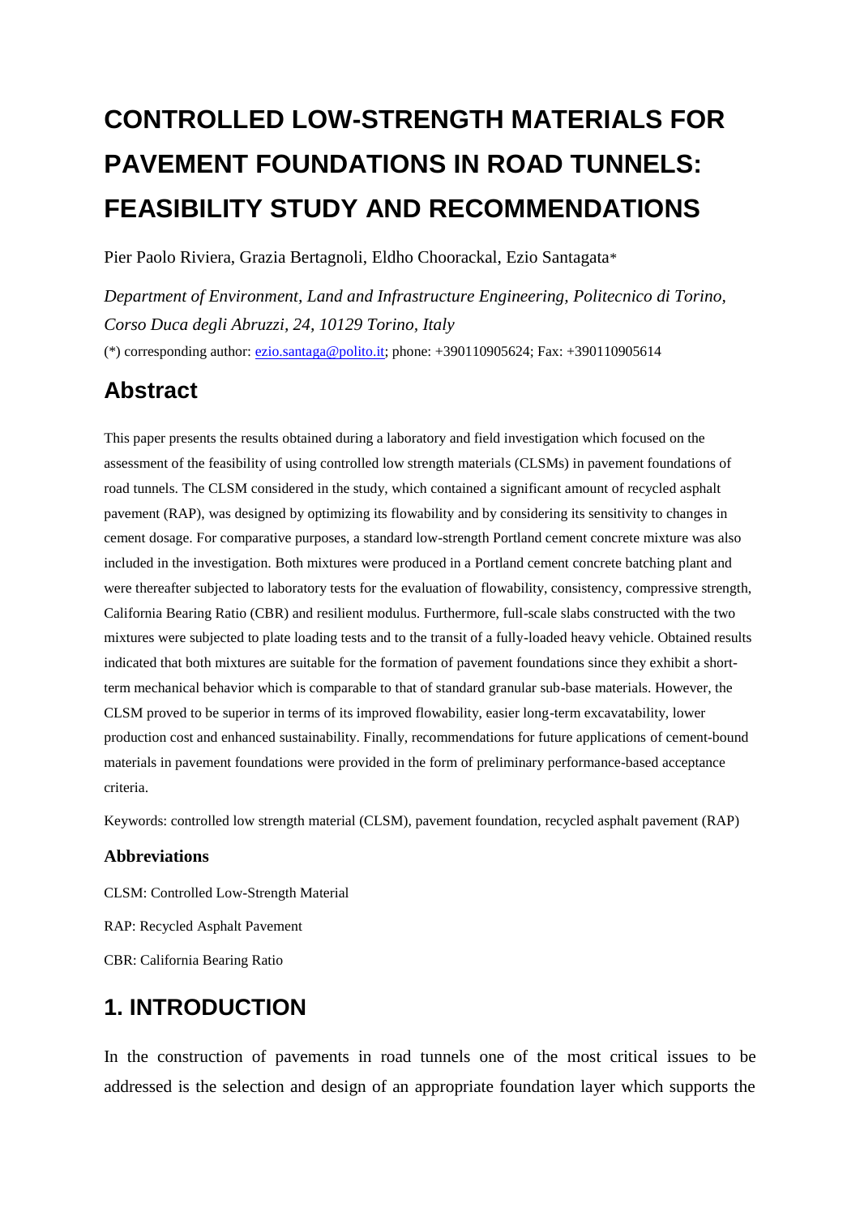# CONTROLLED LOW-STRENGTH MATERIALS FOR PAVEMENT FOUNDATIONS IN ROAD TUNNELS: FEASIBILITY STUDY AND RECOMMENDATIONS

Pier Paolo Riviera, Grazia Bertagnoli, Eldho Choorackal, Ezio Santagata*

*Department of Environment, Land and Infrastructure Engineering, Politecnico di Torino, Corso Duca degli Abruzzi, 24, 10129 Torino, Italy*

(*) corresponding author: ezio.santaga@polito.it; phone: +390110905624; Fax: +390110905614

## Abstract

This paper presents the results obtained during a laboratory and field investigation which focused on the assessment of the feasibility of using controlled low strength materials (CLSMs) in pavement foundations of road tunnels. The CLSM considered in the study, which contained a significant amount of recycled asphalt pavement (RAP), was designed by optimizing its flowability and by considering its sensitivity to changes in cement dosage. For comparative purposes, a standard low-strength Portland cement concrete mixture was also included in the investigation. Both mixtures were produced in a Portland cement concrete batching plant and were thereafter subjected to laboratory tests for the evaluation of flowability, consistency, compressive strength, California Bearing Ratio (CBR) and resilient modulus. Furthermore, full-scale slabs constructed with the two mixtures were subjected to plate loading tests and to the transit of a fully-loaded heavy vehicle. Obtained results indicated that both mixtures are suitable for the formation of pavement foundations since they exhibit a short-term mechanical behavior which is comparable to that of standard granular sub-base materials. However, the CLSM proved to be superior in terms of its improved flowability, easier long-term excavatability, lower production cost and enhanced sustainability. Finally, recommendations for future applications of cement-bound materials in pavement foundations were provided in the form of preliminary performance-based acceptance criteria.

Keywords: controlled low strength material (CLSM), pavement foundation, recycled asphalt pavement (RAP)

### Abbreviations

CLSM: Controlled Low-Strength Material

RAP: Recycled Asphalt Pavement

CBR: California Bearing Ratio

## 1. INTRODUCTION

In the construction of pavements in road tunnels one of the most critical issues to be addressed is the selection and design of an appropriate foundation layer which supports the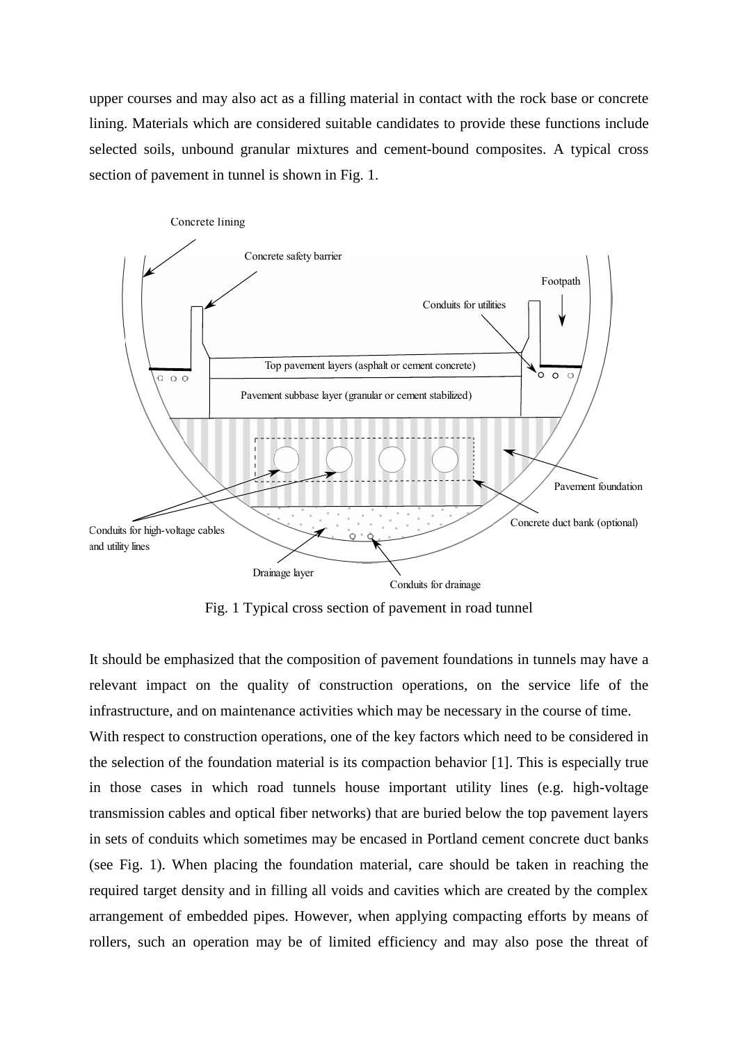upper courses and may also act as a filling material in contact with the rock base or concrete lining. Materials which are considered suitable candidates to provide these functions include selected soils, unbound granular mixtures and cement-bound composites. A typical cross section of pavement in tunnel is shown in Fig. 1.

Fig. 1 Typical cross section of pavement in road tunnel

It should be emphasized that the composition of pavement foundations in tunnels may have a relevant impact on the quality of construction operations, on the service life of the infrastructure, and on maintenance activities which may be necessary in the course of time.

With respect to construction operations, one of the key factors which need to be considered in the selection of the foundation material is its compaction behavior [1]. This is especially true in those cases in which road tunnels house important utility lines (e.g. high-voltage transmission cables and optical fiber networks) that are buried below the top pavement layers in sets of conduits which sometimes may be encased in Portland cement concrete duct banks (see Fig. 1). When placing the foundation material, care should be taken in reaching the required target density and in filling all voids and cavities which are created by the complex arrangement of embedded pipes. However, when applying compacting efforts by means of rollers, such an operation may be of limited efficiency and may also pose the threat of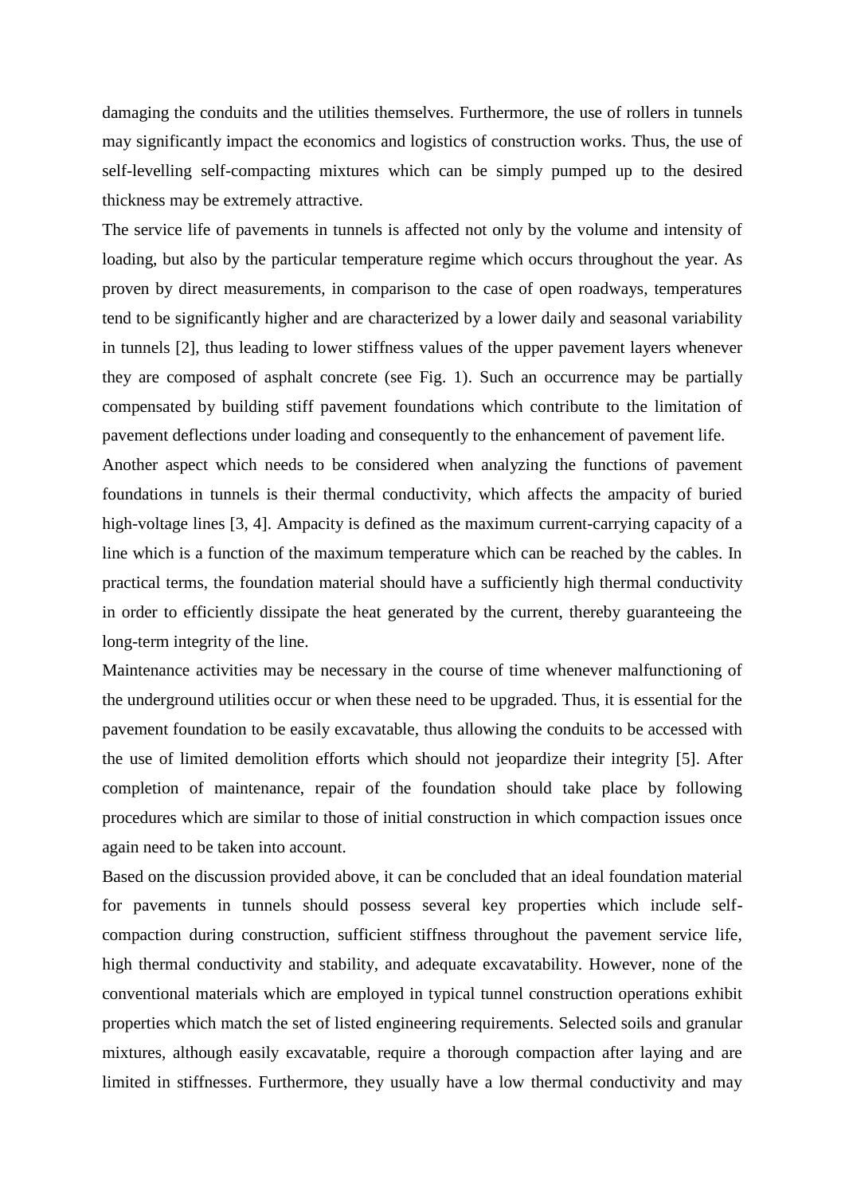damaging the conduits and the utilities themselves. Furthermore, the use of rollers in tunnels may significantly impact the economics and logistics of construction works. Thus, the use of self-levelling self-compacting mixtures which can be simply pumped up to the desired thickness may be extremely attractive.

The service life of pavements in tunnels is affected not only by the volume and intensity of loading, but also by the particular temperature regime which occurs throughout the year. As proven by direct measurements, in comparison to the case of open roadways, temperatures tend to be significantly higher and are characterized by a lower daily and seasonal variability in tunnels [2], thus leading to lower stiffness values of the upper pavement layers whenever they are composed of asphalt concrete (see Fig. 1). Such an occurrence may be partially compensated by building stiff pavement foundations which contribute to the limitation of pavement deflections under loading and consequently to the enhancement of pavement life.

Another aspect which needs to be considered when analyzing the functions of pavement foundations in tunnels is their thermal conductivity, which affects the ampacity of buried high-voltage lines [3, 4]. Ampacity is defined as the maximum current-carrying capacity of a line which is a function of the maximum temperature which can be reached by the cables. In practical terms, the foundation material should have a sufficiently high thermal conductivity in order to efficiently dissipate the heat generated by the current, thereby guaranteeing the long-term integrity of the line.

Maintenance activities may be necessary in the course of time whenever malfunctioning of the underground utilities occur or when these need to be upgraded. Thus, it is essential for the pavement foundation to be easily excavatable, thus allowing the conduits to be accessed with the use of limited demolition efforts which should not jeopardize their integrity [5]. After completion of maintenance, repair of the foundation should take place by following procedures which are similar to those of initial construction in which compaction issues once again need to be taken into account.

Based on the discussion provided above, it can be concluded that an ideal foundation material for pavements in tunnels should possess several key properties which include self-compaction during construction, sufficient stiffness throughout the pavement service life, high thermal conductivity and stability, and adequate excavatability. However, none of the conventional materials which are employed in typical tunnel construction operations exhibit properties which match the set of listed engineering requirements. Selected soils and granular mixtures, although easily excavatable, require a thorough compaction after laying and are limited in stiffnesses. Furthermore, they usually have a low thermal conductivity and may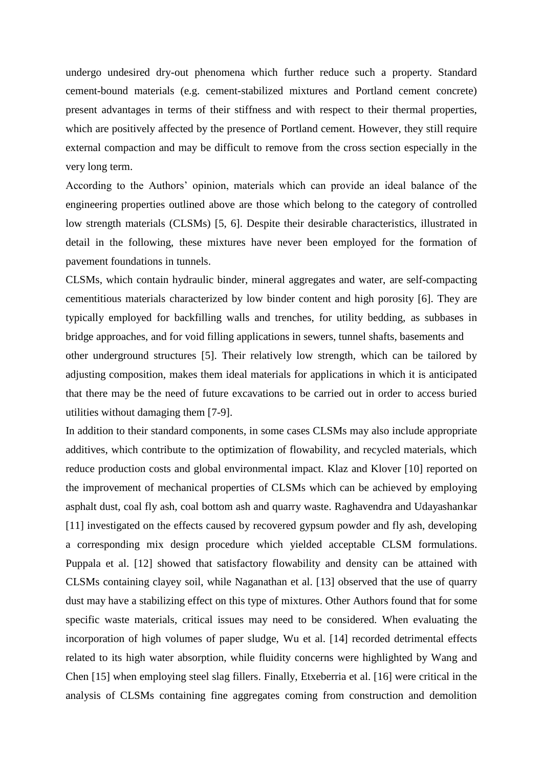undergo undesired dry-out phenomena which further reduce such a property. Standard cement-bound materials (e.g. cement-stabilized mixtures and Portland cement concrete) present advantages in terms of their stiffness and with respect to their thermal properties, which are positively affected by the presence of Portland cement. However, they still require external compaction and may be difficult to remove from the cross section especially in the very long term.

According to the Authors' opinion, materials which can provide an ideal balance of the engineering properties outlined above are those which belong to the category of controlled low strength materials (CLSMs) [5, 6]. Despite their desirable characteristics, illustrated in detail in the following, these mixtures have never been employed for the formation of pavement foundations in tunnels.

CLSMs, which contain hydraulic binder, mineral aggregates and water, are self-compacting cementitious materials characterized by low binder content and high porosity [6]. They are typically employed for backfilling walls and trenches, for utility bedding, as subbases in bridge approaches, and for void filling applications in sewers, tunnel shafts, basements and other underground structures [5]. Their relatively low strength, which can be tailored by adjusting composition, makes them ideal materials for applications in which it is anticipated that there may be the need of future excavations to be carried out in order to access buried utilities without damaging them [7-9].

In addition to their standard components, in some cases CLSMs may also include appropriate additives, which contribute to the optimization of flowability, and recycled materials, which reduce production costs and global environmental impact. Klaz and Klover [10] reported on the improvement of mechanical properties of CLSMs which can be achieved by employing asphalt dust, coal fly ash, coal bottom ash and quarry waste. Raghavendra and Udayashankar [11] investigated on the effects caused by recovered gypsum powder and fly ash, developing a corresponding mix design procedure which yielded acceptable CLSM formulations. Puppala et al. [12] showed that satisfactory flowability and density can be attained with CLSMs containing clayey soil, while Naganathan et al. [13] observed that the use of quarry dust may have a stabilizing effect on this type of mixtures. Other Authors found that for some specific waste materials, critical issues may need to be considered. When evaluating the incorporation of high volumes of paper sludge, Wu et al. [14] recorded detrimental effects related to its high water absorption, while fluidity concerns were highlighted by Wang and Chen [15] when employing steel slag fillers. Finally, Etxeberria et al. [16] were critical in the analysis of CLSMs containing fine aggregates coming from construction and demolition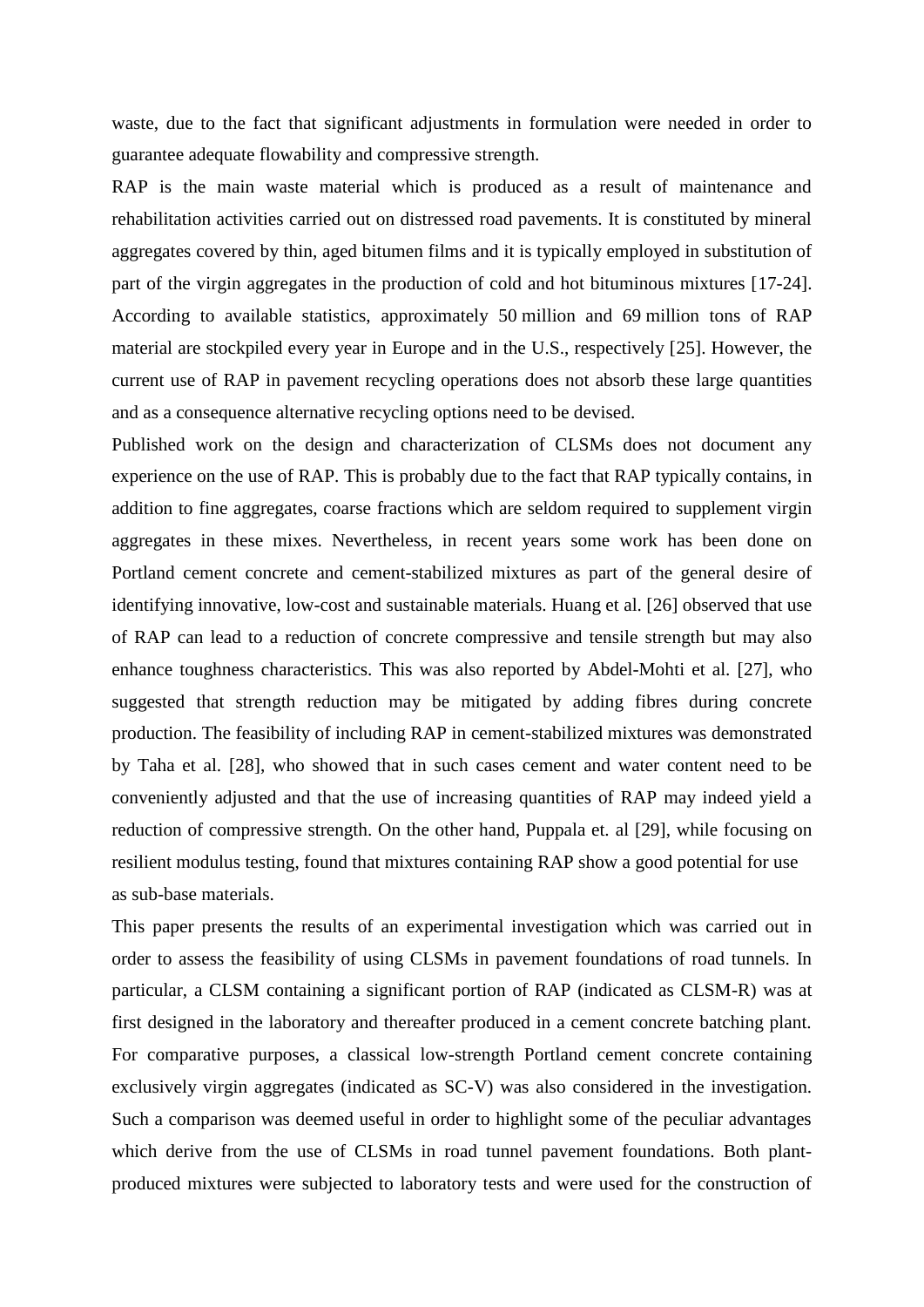waste, due to the fact that significant adjustments in formulation were needed in order to guarantee adequate flowability and compressive strength.

RAP is the main waste material which is produced as a result of maintenance and rehabilitation activities carried out on distressed road pavements. It is constituted by mineral aggregates covered by thin, aged bitumen films and it is typically employed in substitution of part of the virgin aggregates in the production of cold and hot bituminous mixtures [17-24]. According to available statistics, approximately 50 million and 69 million tons of RAP material are stockpiled every year in Europe and in the U.S., respectively [25]. However, the current use of RAP in pavement recycling operations does not absorb these large quantities and as a consequence alternative recycling options need to be devised.

Published work on the design and characterization of CLSMs does not document any experience on the use of RAP. This is probably due to the fact that RAP typically contains, in addition to fine aggregates, coarse fractions which are seldom required to supplement virgin aggregates in these mixes. Nevertheless, in recent years some work has been done on Portland cement concrete and cement-stabilized mixtures as part of the general desire of identifying innovative, low-cost and sustainable materials. Huang et al. [26] observed that use of RAP can lead to a reduction of concrete compressive and tensile strength but may also enhance toughness characteristics. This was also reported by Abdel-Mohti et al. [27], who suggested that strength reduction may be mitigated by adding fibres during concrete production. The feasibility of including RAP in cement-stabilized mixtures was demonstrated by Taha et al. [28], who showed that in such cases cement and water content need to be conveniently adjusted and that the use of increasing quantities of RAP may indeed yield a reduction of compressive strength. On the other hand, Puppala et. al [29], while focusing on resilient modulus testing, found that mixtures containing RAP show a good potential for use as sub-base materials.

This paper presents the results of an experimental investigation which was carried out in order to assess the feasibility of using CLSMs in pavement foundations of road tunnels. In particular, a CLSM containing a significant portion of RAP (indicated as CLSM-R) was at first designed in the laboratory and thereafter produced in a cement concrete batching plant. For comparative purposes, a classical low-strength Portland cement concrete containing exclusively virgin aggregates (indicated as SC-V) was also considered in the investigation. Such a comparison was deemed useful in order to highlight some of the peculiar advantages which derive from the use of CLSMs in road tunnel pavement foundations. Both plant-produced mixtures were subjected to laboratory tests and were used for the construction of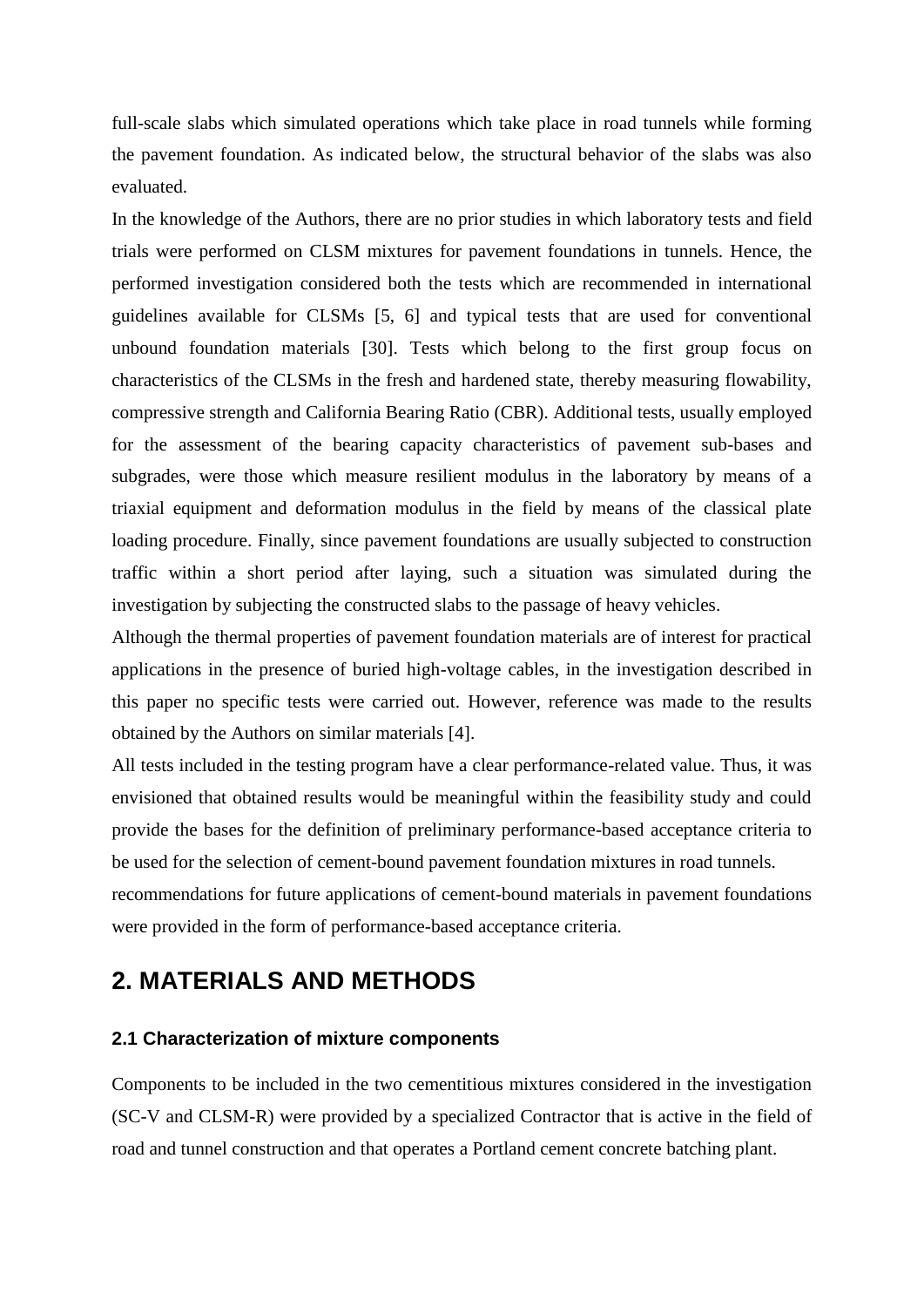full-scale slabs which simulated operations which take place in road tunnels while forming the pavement foundation. As indicated below, the structural behavior of the slabs was also evaluated.

In the knowledge of the Authors, there are no prior studies in which laboratory tests and field trials were performed on CLSM mixtures for pavement foundations in tunnels. Hence, the performed investigation considered both the tests which are recommended in international guidelines available for CLSMs [5, 6] and typical tests that are used for conventional unbound foundation materials [30]. Tests which belong to the first group focus on characteristics of the CLSMs in the fresh and hardened state, thereby measuring flowability, compressive strength and California Bearing Ratio (CBR). Additional tests, usually employed for the assessment of the bearing capacity characteristics of pavement sub-bases and subgrades, were those which measure resilient modulus in the laboratory by means of a triaxial equipment and deformation modulus in the field by means of the classical plate loading procedure. Finally, since pavement foundations are usually subjected to construction traffic within a short period after laying, such a situation was simulated during the investigation by subjecting the constructed slabs to the passage of heavy vehicles.

Although the thermal properties of pavement foundation materials are of interest for practical applications in the presence of buried high-voltage cables, in the investigation described in this paper no specific tests were carried out. However, reference was made to the results obtained by the Authors on similar materials [4].

All tests included in the testing program have a clear performance-related value. Thus, it was envisioned that obtained results would be meaningful within the feasibility study and could provide the bases for the definition of preliminary performance-based acceptance criteria to be used for the selection of cement-bound pavement foundation mixtures in road tunnels.

recommendations for future applications of cement-bound materials in pavement foundations were provided in the form of performance-based acceptance criteria.

# 2. MATERIALS AND METHODS

## 2.1 Characterization of mixture components

Components to be included in the two cementitious mixtures considered in the investigation (SC-V and CLSM-R) were provided by a specialized Contractor that is active in the field of road and tunnel construction and that operates a Portland cement concrete batching plant.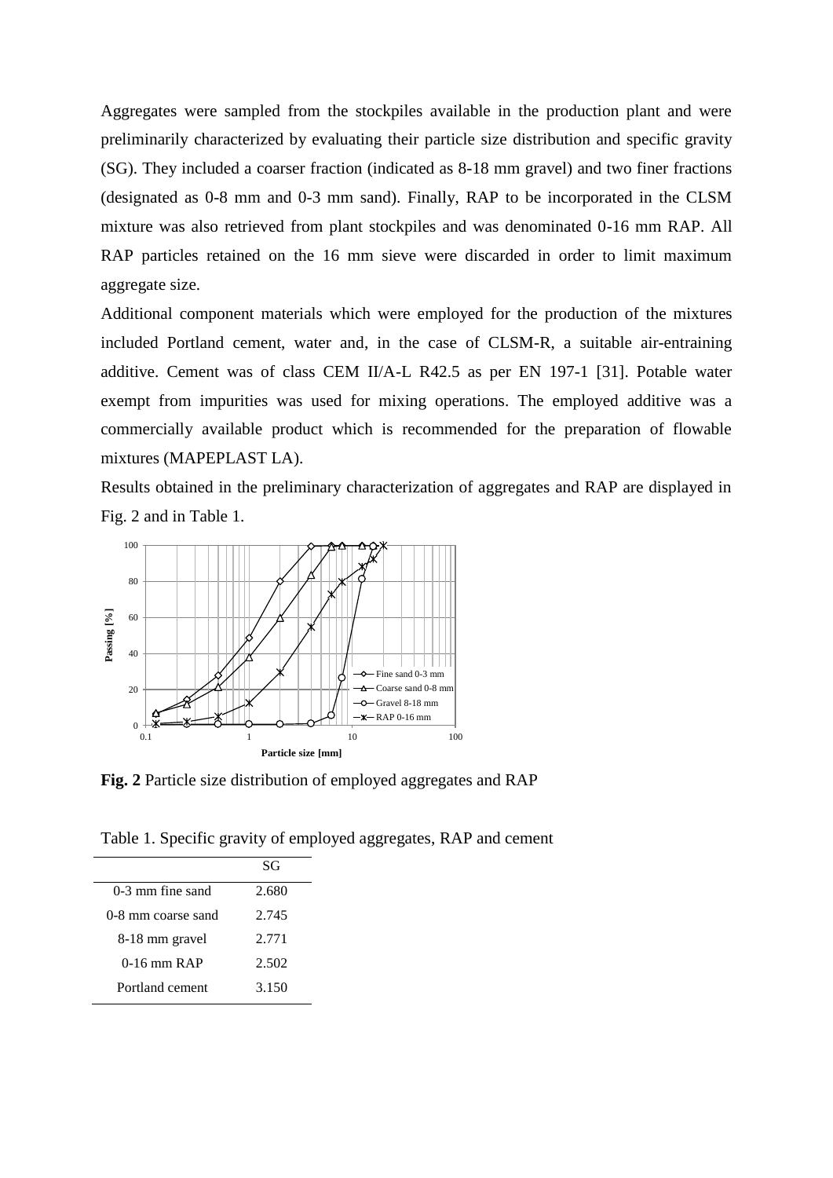Aggregates were sampled from the stockpiles available in the production plant and were preliminarily characterized by evaluating their particle size distribution and specific gravity (SG). They included a coarser fraction (indicated as 8-18 mm gravel) and two finer fractions (designated as 0-8 mm and 0-3 mm sand). Finally, RAP to be incorporated in the CLSM mixture was also retrieved from plant stockpiles and was denominated 0-16 mm RAP. All RAP particles retained on the 16 mm sieve were discarded in order to limit maximum aggregate size.

Additional component materials which were employed for the production of the mixtures included Portland cement, water and, in the case of CLSM-R, a suitable air-entraining additive. Cement was of class CEM II/A-L R42.5 as per EN 197-1 [31]. Potable water exempt from impurities was used for mixing operations. The employed additive was a commercially available product which is recommended for the preparation of flowable mixtures (MAPEPLAST LA).

Results obtained in the preliminary characterization of aggregates and RAP are displayed in Fig. 2 and in Table 1.

**Fig. 2** Particle size distribution of employed aggregates and RAP

Table 1. Specific gravity of employed aggregates, RAP and cement

| | SG |
|---|---|
| 0-3 mm fine sand | 2.680 |
| 0-8 mm coarse sand | 2.745 |
| 8-18 mm gravel | 2.771 |
| 0-16 mm RAP | 2.502 |
| Portland cement | 3.150 |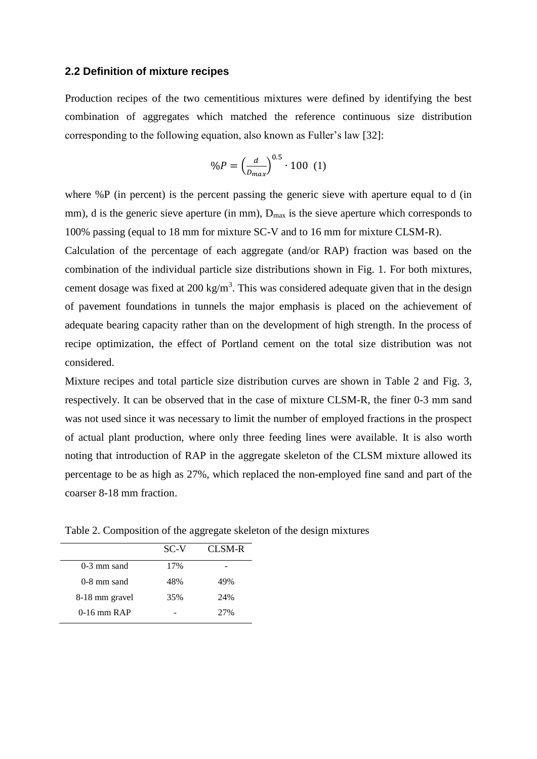### 2.2 Definition of mixture recipes

Production recipes of the two cementitious mixtures were defined by identifying the best combination of aggregates which matched the reference continuous size distribution corresponding to the following equation, also known as Fuller's law [32]:

$$\%P = \left(\frac{d}{D_{max}}\right)^{0.5} \cdot 100 \quad (1)$$

where %P (in percent) is the percent passing the generic sieve with aperture equal to d (in mm), d is the generic sieve aperture (in mm), $D_{max}$ is the sieve aperture which corresponds to 100% passing (equal to 18 mm for mixture SC-V and to 16 mm for mixture CLSM-R).

Calculation of the percentage of each aggregate (and/or RAP) fraction was based on the combination of the individual particle size distributions shown in Fig. 1. For both mixtures, cement dosage was fixed at 200 kg/m$^3$. This was considered adequate given that in the design of pavement foundations in tunnels the major emphasis is placed on the achievement of adequate bearing capacity rather than on the development of high strength. In the process of recipe optimization, the effect of Portland cement on the total size distribution was not considered.

Mixture recipes and total particle size distribution curves are shown in Table 2 and Fig. 3, respectively. It can be observed that in the case of mixture CLSM-R, the finer 0-3 mm sand was not used since it was necessary to limit the number of employed fractions in the prospect of actual plant production, where only three feeding lines were available. It is also worth noting that introduction of RAP in the aggregate skeleton of the CLSM mixture allowed its percentage to be as high as 27%, which replaced the non-employed fine sand and part of the coarser 8-18 mm fraction.

Table 2. Composition of the aggregate skeleton of the design mixtures

| | SC-V | CLSM-R |
|---|---|---|
| 0-3 mm sand | 17% | - |
| 0-8 mm sand | 48% | 49% |
| 8-18 mm gravel | 35% | 24% |
| 0-16 mm RAP | - | 27% |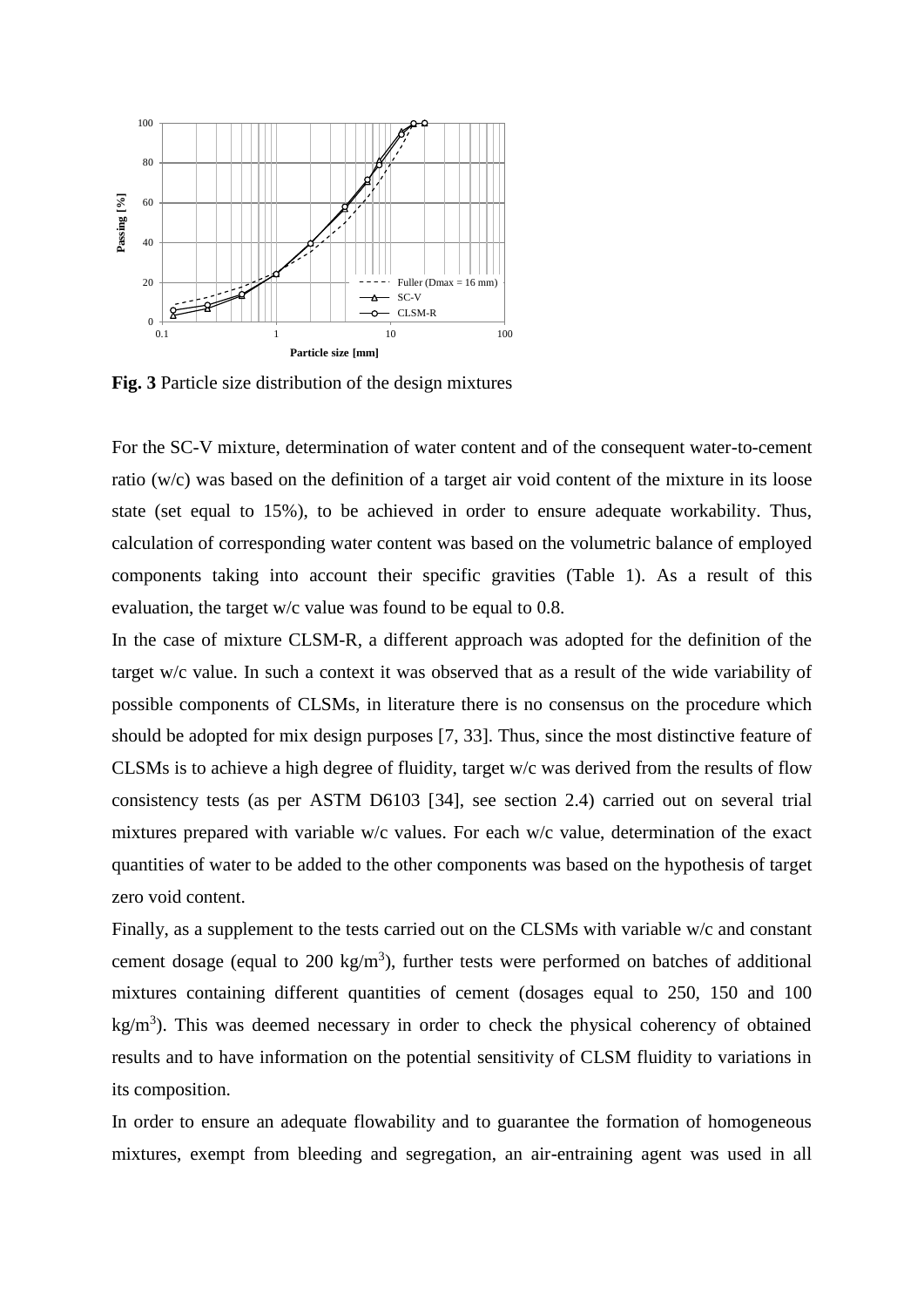**Fig. 3** Particle size distribution of the design mixtures

For the SC-V mixture, determination of water content and of the consequent water-to-cement ratio (w/c) was based on the definition of a target air void content of the mixture in its loose state (set equal to 15%), to be achieved in order to ensure adequate workability. Thus, calculation of corresponding water content was based on the volumetric balance of employed components taking into account their specific gravities (Table 1). As a result of this evaluation, the target w/c value was found to be equal to 0.8.

In the case of mixture CLSM-R, a different approach was adopted for the definition of the target w/c value. In such a context it was observed that as a result of the wide variability of possible components of CLSMs, in literature there is no consensus on the procedure which should be adopted for mix design purposes [7, 33]. Thus, since the most distinctive feature of CLSMs is to achieve a high degree of fluidity, target w/c was derived from the results of flow consistency tests (as per ASTM D6103 [34], see section 2.4) carried out on several trial mixtures prepared with variable w/c values. For each w/c value, determination of the exact quantities of water to be added to the other components was based on the hypothesis of target zero void content.

Finally, as a supplement to the tests carried out on the CLSMs with variable w/c and constant cement dosage (equal to 200 kg/m$^3$), further tests were performed on batches of additional mixtures containing different quantities of cement (dosages equal to 250, 150 and 100 kg/m$^3$). This was deemed necessary in order to check the physical coherency of obtained results and to have information on the potential sensitivity of CLSM fluidity to variations in its composition.

In order to ensure an adequate flowability and to guarantee the formation of homogeneous mixtures, exempt from bleeding and segregation, an air-entraining agent was used in all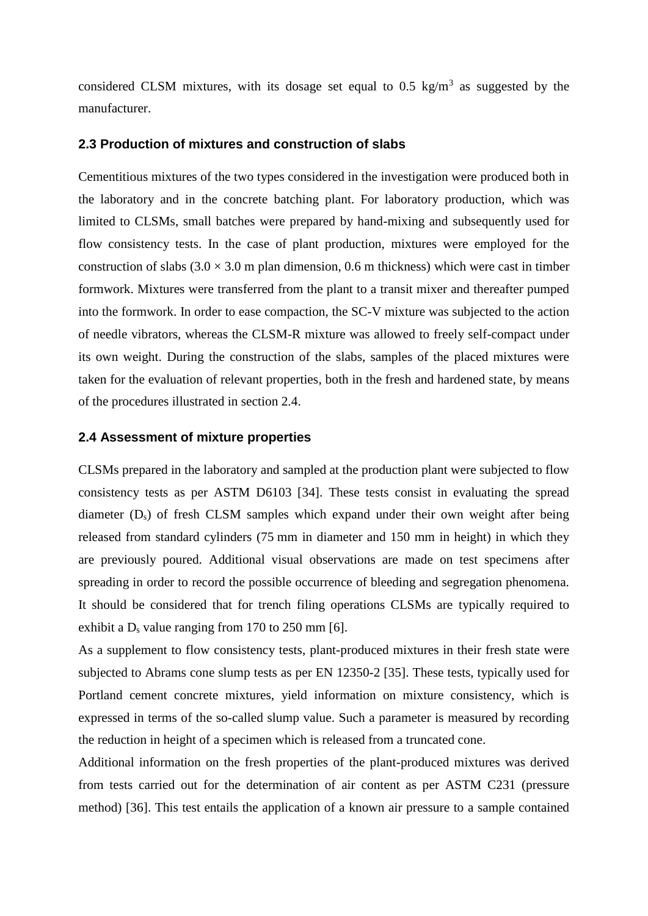considered CLSM mixtures, with its dosage set equal to 0.5 kg/m$^3$ as suggested by the manufacturer.

### 2.3 Production of mixtures and construction of slabs

Cementitious mixtures of the two types considered in the investigation were produced both in the laboratory and in the concrete batching plant. For laboratory production, which was limited to CLSMs, small batches were prepared by hand-mixing and subsequently used for flow consistency tests. In the case of plant production, mixtures were employed for the construction of slabs (3.0 × 3.0 m plan dimension, 0.6 m thickness) which were cast in timber formwork. Mixtures were transferred from the plant to a transit mixer and thereafter pumped into the formwork. In order to ease compaction, the SC-V mixture was subjected to the action of needle vibrators, whereas the CLSM-R mixture was allowed to freely self-compact under its own weight. During the construction of the slabs, samples of the placed mixtures were taken for the evaluation of relevant properties, both in the fresh and hardened state, by means of the procedures illustrated in section 2.4.

### 2.4 Assessment of mixture properties

CLSMs prepared in the laboratory and sampled at the production plant were subjected to flow consistency tests as per ASTM D6103 [34]. These tests consist in evaluating the spread diameter ($D_s$) of fresh CLSM samples which expand under their own weight after being released from standard cylinders (75 mm in diameter and 150 mm in height) in which they are previously poured. Additional visual observations are made on test specimens after spreading in order to record the possible occurrence of bleeding and segregation phenomena. It should be considered that for trench filing operations CLSMs are typically required to exhibit a $D_s$ value ranging from 170 to 250 mm [6].

As a supplement to flow consistency tests, plant-produced mixtures in their fresh state were subjected to Abrams cone slump tests as per EN 12350-2 [35]. These tests, typically used for Portland cement concrete mixtures, yield information on mixture consistency, which is expressed in terms of the so-called slump value. Such a parameter is measured by recording the reduction in height of a specimen which is released from a truncated cone.

Additional information on the fresh properties of the plant-produced mixtures was derived from tests carried out for the determination of air content as per ASTM C231 (pressure method) [36]. This test entails the application of a known air pressure to a sample contained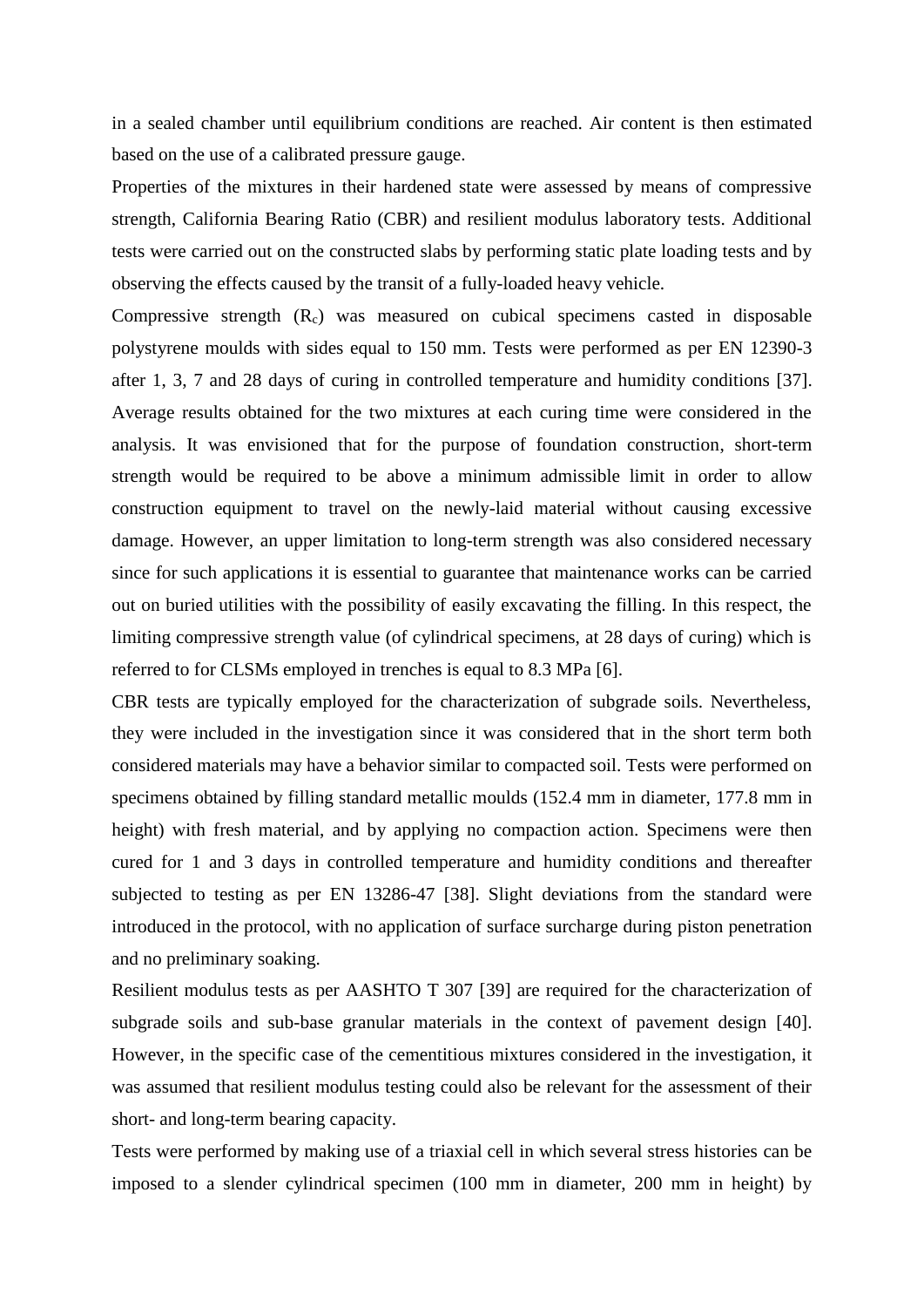in a sealed chamber until equilibrium conditions are reached. Air content is then estimated based on the use of a calibrated pressure gauge.

Properties of the mixtures in their hardened state were assessed by means of compressive strength, California Bearing Ratio (CBR) and resilient modulus laboratory tests. Additional tests were carried out on the constructed slabs by performing static plate loading tests and by observing the effects caused by the transit of a fully-loaded heavy vehicle.

Compressive strength ($R_c$) was measured on cubical specimens casted in disposable polystyrene moulds with sides equal to 150 mm. Tests were performed as per EN 12390-3 after 1, 3, 7 and 28 days of curing in controlled temperature and humidity conditions [37]. Average results obtained for the two mixtures at each curing time were considered in the analysis. It was envisioned that for the purpose of foundation construction, short-term strength would be required to be above a minimum admissible limit in order to allow construction equipment to travel on the newly-laid material without causing excessive damage. However, an upper limitation to long-term strength was also considered necessary since for such applications it is essential to guarantee that maintenance works can be carried out on buried utilities with the possibility of easily excavating the filling. In this respect, the limiting compressive strength value (of cylindrical specimens, at 28 days of curing) which is referred to for CLSMs employed in trenches is equal to 8.3 MPa [6].

CBR tests are typically employed for the characterization of subgrade soils. Nevertheless, they were included in the investigation since it was considered that in the short term both considered materials may have a behavior similar to compacted soil. Tests were performed on specimens obtained by filling standard metallic moulds (152.4 mm in diameter, 177.8 mm in height) with fresh material, and by applying no compaction action. Specimens were then cured for 1 and 3 days in controlled temperature and humidity conditions and thereafter subjected to testing as per EN 13286-47 [38]. Slight deviations from the standard were introduced in the protocol, with no application of surface surcharge during piston penetration and no preliminary soaking.

Resilient modulus tests as per AASHTO T 307 [39] are required for the characterization of subgrade soils and sub-base granular materials in the context of pavement design [40]. However, in the specific case of the cementitious mixtures considered in the investigation, it was assumed that resilient modulus testing could also be relevant for the assessment of their short- and long-term bearing capacity.

Tests were performed by making use of a triaxial cell in which several stress histories can be imposed to a slender cylindrical specimen (100 mm in diameter, 200 mm in height) by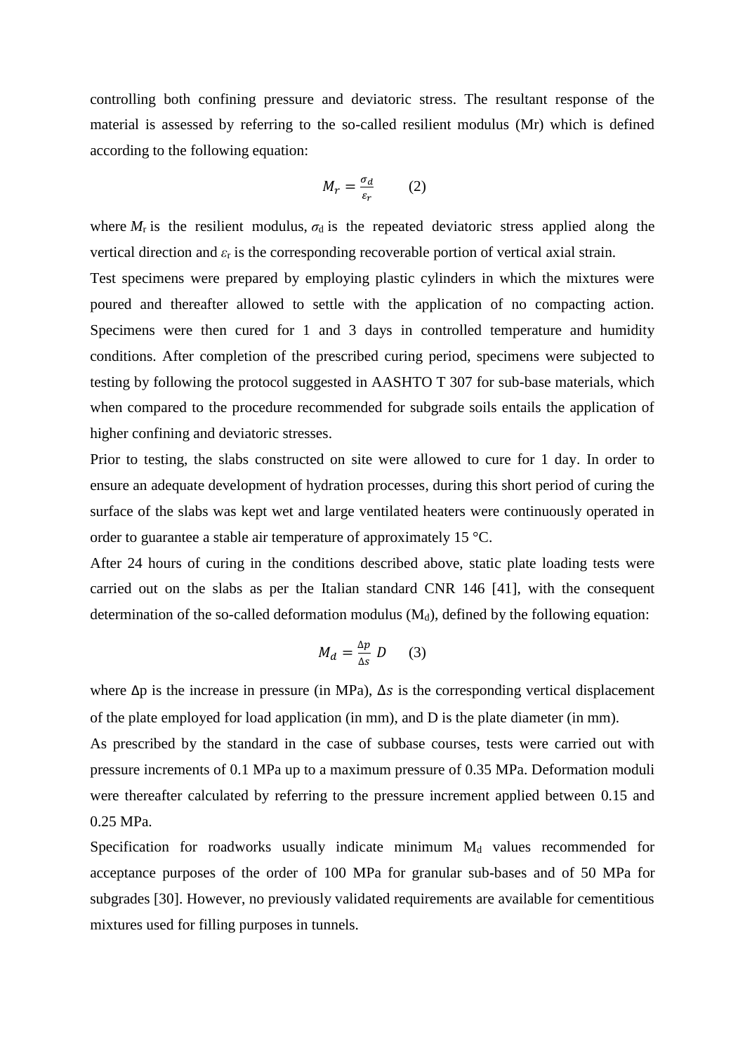controlling both confining pressure and deviatoric stress. The resultant response of the material is assessed by referring to the so-called resilient modulus (Mr) which is defined according to the following equation:

$$M_r = \frac{\sigma_d}{\varepsilon_r} \qquad (2)$$

where $M_r$ is the resilient modulus, $\sigma_d$ is the repeated deviatoric stress applied along the vertical direction and $\varepsilon_r$ is the corresponding recoverable portion of vertical axial strain.

Test specimens were prepared by employing plastic cylinders in which the mixtures were poured and thereafter allowed to settle with the application of no compacting action. Specimens were then cured for 1 and 3 days in controlled temperature and humidity conditions. After completion of the prescribed curing period, specimens were subjected to testing by following the protocol suggested in AASHTO T 307 for sub-base materials, which when compared to the procedure recommended for subgrade soils entails the application of higher confining and deviatoric stresses.

Prior to testing, the slabs constructed on site were allowed to cure for 1 day. In order to ensure an adequate development of hydration processes, during this short period of curing the surface of the slabs was kept wet and large ventilated heaters were continuously operated in order to guarantee a stable air temperature of approximately 15 °C.

After 24 hours of curing in the conditions described above, static plate loading tests were carried out on the slabs as per the Italian standard CNR 146 [41], with the consequent determination of the so-called deformation modulus ($M_d$), defined by the following equation:

$$M_d = \frac{\Delta p}{\Delta s} D \qquad (3)$$

where $\Delta p$ is the increase in pressure (in MPa), $\Delta s$ is the corresponding vertical displacement of the plate employed for load application (in mm), and D is the plate diameter (in mm).

As prescribed by the standard in the case of subbase courses, tests were carried out with pressure increments of 0.1 MPa up to a maximum pressure of 0.35 MPa. Deformation moduli were thereafter calculated by referring to the pressure increment applied between 0.15 and 0.25 MPa.

Specification for roadworks usually indicate minimum $M_d$ values recommended for acceptance purposes of the order of 100 MPa for granular sub-bases and of 50 MPa for subgrades [30]. However, no previously validated requirements are available for cementitious mixtures used for filling purposes in tunnels.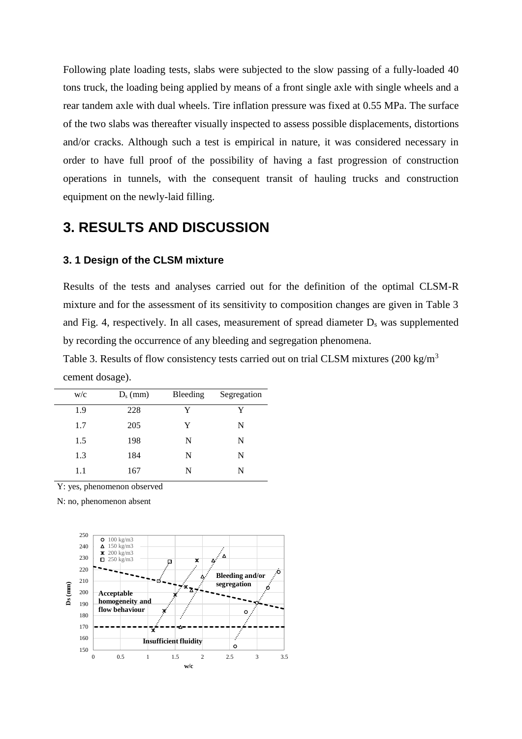Following plate loading tests, slabs were subjected to the slow passing of a fully-loaded 40 tons truck, the loading being applied by means of a front single axle with single wheels and a rear tandem axle with dual wheels. Tire inflation pressure was fixed at 0.55 MPa. The surface of the two slabs was thereafter visually inspected to assess possible displacements, distortions and/or cracks. Although such a test is empirical in nature, it was considered necessary in order to have full proof of the possibility of having a fast progression of construction operations in tunnels, with the consequent transit of hauling trucks and construction equipment on the newly-laid filling.

# 3. RESULTS AND DISCUSSION

## 3. 1 Design of the CLSM mixture

Results of the tests and analyses carried out for the definition of the optimal CLSM-R mixture and for the assessment of its sensitivity to composition changes are given in Table 3 and Fig. 4, respectively. In all cases, measurement of spread diameter $D_s$ was supplemented by recording the occurrence of any bleeding and segregation phenomena.

Table 3. Results of flow consistency tests carried out on trial CLSM mixtures (200 kg/m$^3$ cement dosage).

| w/c | $D_s$ (mm) | Bleeding | Segregation |
|---|---|---|---|
| 1.9 | 228 | Y | Y |
| 1.7 | 205 | Y | N |
| 1.5 | 198 | N | N |
| 1.3 | 184 | N | N |
| 1.1 | 167 | N | N |

Y: yes, phenomenon observed

N: no, phenomenon absent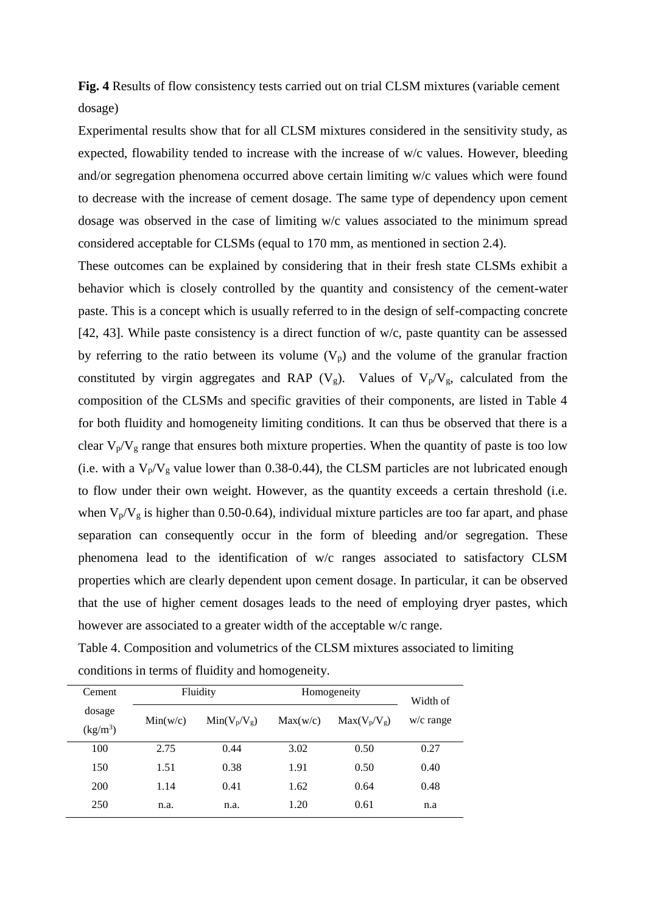**Fig. 4** Results of flow consistency tests carried out on trial CLSM mixtures (variable cement dosage)

Experimental results show that for all CLSM mixtures considered in the sensitivity study, as expected, flowability tended to increase with the increase of w/c values. However, bleeding and/or segregation phenomena occurred above certain limiting w/c values which were found to decrease with the increase of cement dosage. The same type of dependency upon cement dosage was observed in the case of limiting w/c values associated to the minimum spread considered acceptable for CLSMs (equal to 170 mm, as mentioned in section 2.4).

These outcomes can be explained by considering that in their fresh state CLSMs exhibit a behavior which is closely controlled by the quantity and consistency of the cement-water paste. This is a concept which is usually referred to in the design of self-compacting concrete [42, 43]. While paste consistency is a direct function of w/c, paste quantity can be assessed by referring to the ratio between its volume ($V_p$) and the volume of the granular fraction constituted by virgin aggregates and RAP ($V_g$). Values of $V_p/V_g$, calculated from the composition of the CLSMs and specific gravities of their components, are listed in Table 4 for both fluidity and homogeneity limiting conditions. It can thus be observed that there is a clear $V_p/V_g$ range that ensures both mixture properties. When the quantity of paste is too low (i.e. with a $V_p/V_g$ value lower than 0.38-0.44), the CLSM particles are not lubricated enough to flow under their own weight. However, as the quantity exceeds a certain threshold (i.e. when $V_p/V_g$ is higher than 0.50-0.64), individual mixture particles are too far apart, and phase separation can consequently occur in the form of bleeding and/or segregation. These phenomena lead to the identification of w/c ranges associated to satisfactory CLSM properties which are clearly dependent upon cement dosage. In particular, it can be observed that the use of higher cement dosages leads to the need of employing dryer pastes, which however are associated to a greater width of the acceptable w/c range.

Table 4. Composition and volumetrics of the CLSM mixtures associated to limiting conditions in terms of fluidity and homogeneity.

| Cement dosage (kg/m$^3$) | Fluidity | | Homogeneity | | Width of w/c range |
|---|---|---|---|---|---|
| | Min(w/c) | Min($V_p/V_g$) | Max(w/c) | Max($V_p/V_g$) | |
| 100 | 2.75 | 0.44 | 3.02 | 0.50 | 0.27 |
| 150 | 1.51 | 0.38 | 1.91 | 0.50 | 0.40 |
| 200 | 1.14 | 0.41 | 1.62 | 0.64 | 0.48 |
| 250 | n.a. | n.a. | 1.20 | 0.61 | n.a |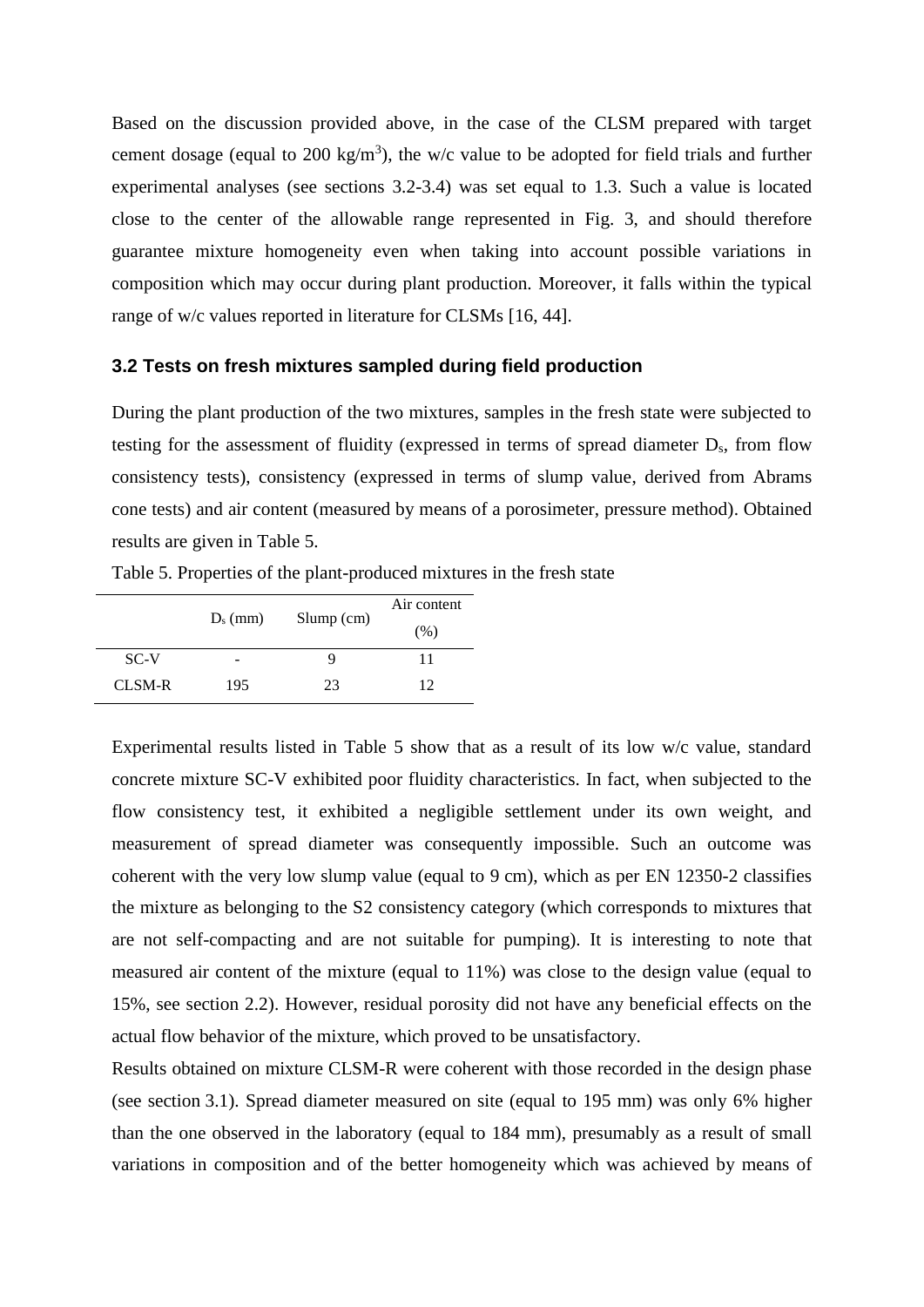Based on the discussion provided above, in the case of the CLSM prepared with target cement dosage (equal to 200 kg/m$^3$), the w/c value to be adopted for field trials and further experimental analyses (see sections 3.2-3.4) was set equal to 1.3. Such a value is located close to the center of the allowable range represented in Fig. 3, and should therefore guarantee mixture homogeneity even when taking into account possible variations in composition which may occur during plant production. Moreover, it falls within the typical range of w/c values reported in literature for CLSMs [16, 44].

### 3.2 Tests on fresh mixtures sampled during field production

During the plant production of the two mixtures, samples in the fresh state were subjected to testing for the assessment of fluidity (expressed in terms of spread diameter $D_s$, from flow consistency tests), consistency (expressed in terms of slump value, derived from Abrams cone tests) and air content (measured by means of a porosimeter, pressure method). Obtained results are given in Table 5.

Table 5. Properties of the plant-produced mixtures in the fresh state

| | $D_s$ (mm) | Slump (cm) | Air content (%) |
|---|---|---|---|
| SC-V | - | 9 | 11 |
| CLSM-R | 195 | 23 | 12 |

Experimental results listed in Table 5 show that as a result of its low w/c value, standard concrete mixture SC-V exhibited poor fluidity characteristics. In fact, when subjected to the flow consistency test, it exhibited a negligible settlement under its own weight, and measurement of spread diameter was consequently impossible. Such an outcome was coherent with the very low slump value (equal to 9 cm), which as per EN 12350-2 classifies the mixture as belonging to the S2 consistency category (which corresponds to mixtures that are not self-compacting and are not suitable for pumping). It is interesting to note that measured air content of the mixture (equal to 11%) was close to the design value (equal to 15%, see section 2.2). However, residual porosity did not have any beneficial effects on the actual flow behavior of the mixture, which proved to be unsatisfactory.

Results obtained on mixture CLSM-R were coherent with those recorded in the design phase (see section 3.1). Spread diameter measured on site (equal to 195 mm) was only 6% higher than the one observed in the laboratory (equal to 184 mm), presumably as a result of small variations in composition and of the better homogeneity which was achieved by means of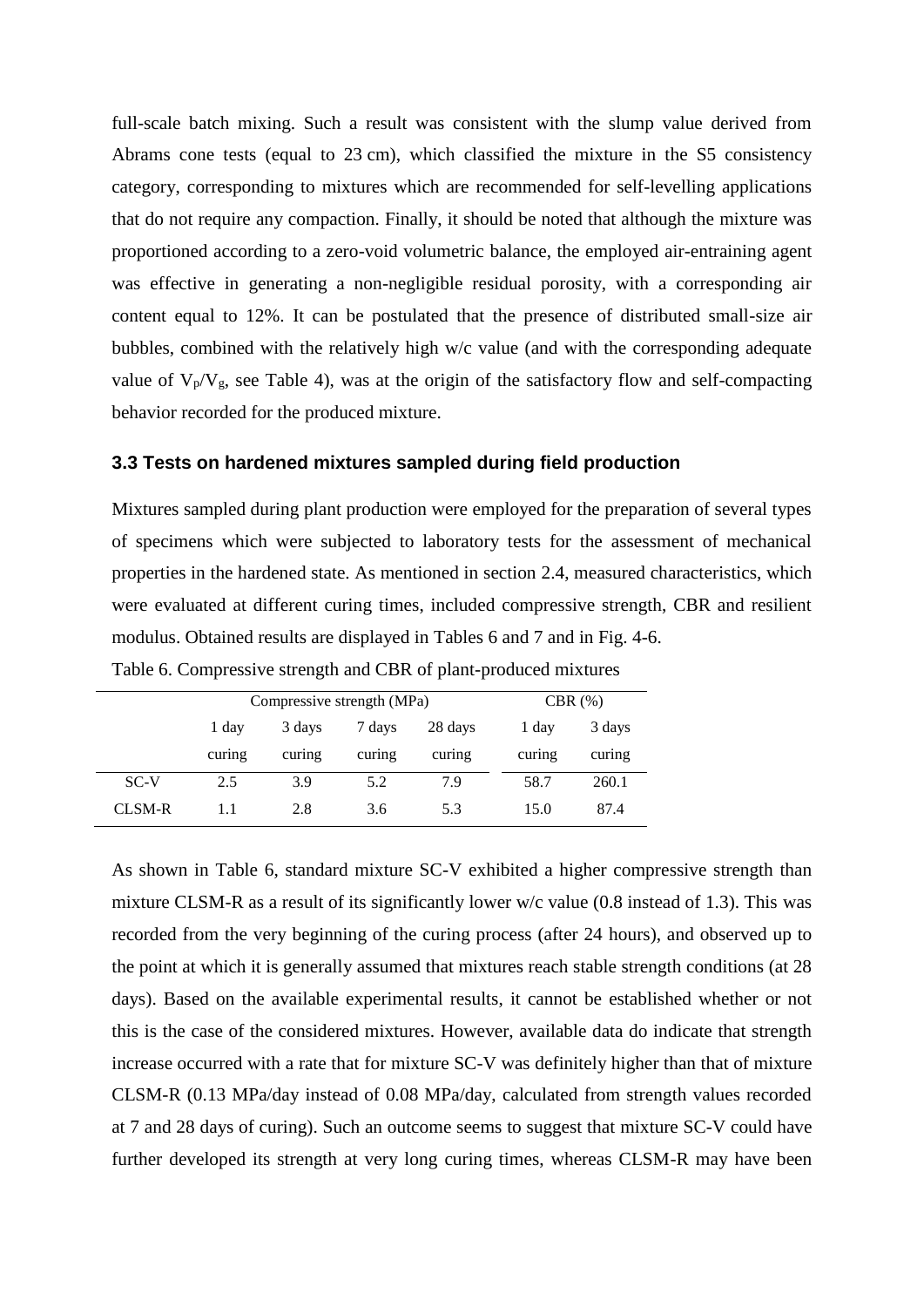full-scale batch mixing. Such a result was consistent with the slump value derived from Abrams cone tests (equal to 23 cm), which classified the mixture in the S5 consistency category, corresponding to mixtures which are recommended for self-levelling applications that do not require any compaction. Finally, it should be noted that although the mixture was proportioned according to a zero-void volumetric balance, the employed air-entraining agent was effective in generating a non-negligible residual porosity, with a corresponding air content equal to 12%. It can be postulated that the presence of distributed small-size air bubbles, combined with the relatively high w/c value (and with the corresponding adequate value of $V_p/V_g$, see Table 4), was at the origin of the satisfactory flow and self-compacting behavior recorded for the produced mixture.

### 3.3 Tests on hardened mixtures sampled during field production

Mixtures sampled during plant production were employed for the preparation of several types of specimens which were subjected to laboratory tests for the assessment of mechanical properties in the hardened state. As mentioned in section 2.4, measured characteristics, which were evaluated at different curing times, included compressive strength, CBR and resilient modulus. Obtained results are displayed in Tables 6 and 7 and in Fig. 4-6.

Table 6. Compressive strength and CBR of plant-produced mixtures

| | Compressive strength (MPa) | | | | CBR (%) | |
|---|---|---|---|---|---|---|
| | 1 day curing | 3 days curing | 7 days curing | 28 days curing | 1 day curing | 3 days curing |
| SC-V | 2.5 | 3.9 | 5.2 | 7.9 | 58.7 | 260.1 |
| CLSM-R | 1.1 | 2.8 | 3.6 | 5.3 | 15.0 | 87.4 |

As shown in Table 6, standard mixture SC-V exhibited a higher compressive strength than mixture CLSM-R as a result of its significantly lower w/c value (0.8 instead of 1.3). This was recorded from the very beginning of the curing process (after 24 hours), and observed up to the point at which it is generally assumed that mixtures reach stable strength conditions (at 28 days). Based on the available experimental results, it cannot be established whether or not this is the case of the considered mixtures. However, available data do indicate that strength increase occurred with a rate that for mixture SC-V was definitely higher than that of mixture CLSM-R (0.13 MPa/day instead of 0.08 MPa/day, calculated from strength values recorded at 7 and 28 days of curing). Such an outcome seems to suggest that mixture SC-V could have further developed its strength at very long curing times, whereas CLSM-R may have been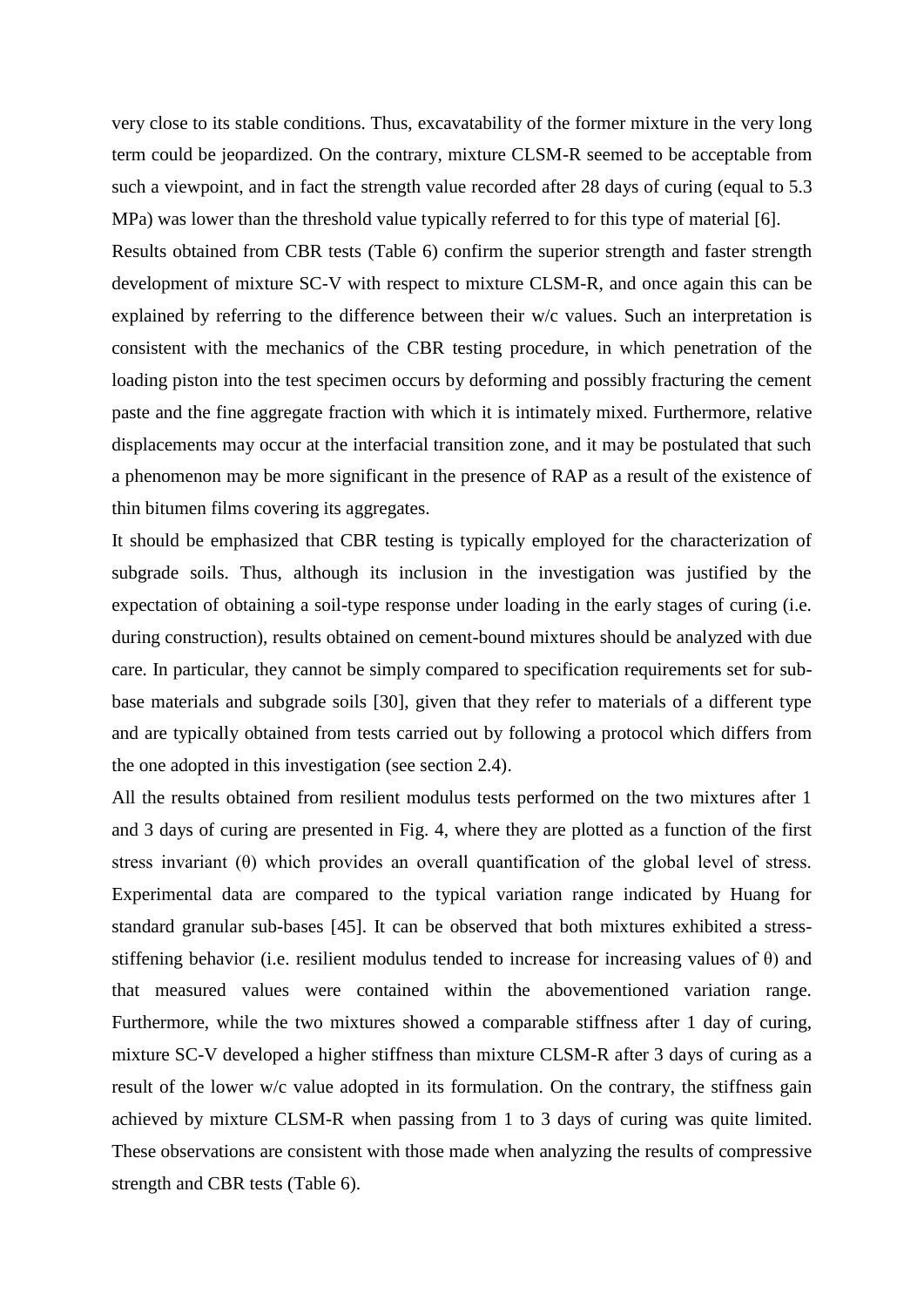very close to its stable conditions. Thus, excavatability of the former mixture in the very long term could be jeopardized. On the contrary, mixture CLSM-R seemed to be acceptable from such a viewpoint, and in fact the strength value recorded after 28 days of curing (equal to 5.3 MPa) was lower than the threshold value typically referred to for this type of material [6].

Results obtained from CBR tests (Table 6) confirm the superior strength and faster strength development of mixture SC-V with respect to mixture CLSM-R, and once again this can be explained by referring to the difference between their w/c values. Such an interpretation is consistent with the mechanics of the CBR testing procedure, in which penetration of the loading piston into the test specimen occurs by deforming and possibly fracturing the cement paste and the fine aggregate fraction with which it is intimately mixed. Furthermore, relative displacements may occur at the interfacial transition zone, and it may be postulated that such a phenomenon may be more significant in the presence of RAP as a result of the existence of thin bitumen films covering its aggregates.

It should be emphasized that CBR testing is typically employed for the characterization of subgrade soils. Thus, although its inclusion in the investigation was justified by the expectation of obtaining a soil-type response under loading in the early stages of curing (i.e. during construction), results obtained on cement-bound mixtures should be analyzed with due care. In particular, they cannot be simply compared to specification requirements set for sub-base materials and subgrade soils [30], given that they refer to materials of a different type and are typically obtained from tests carried out by following a protocol which differs from the one adopted in this investigation (see section 2.4).

All the results obtained from resilient modulus tests performed on the two mixtures after 1 and 3 days of curing are presented in Fig. 4, where they are plotted as a function of the first stress invariant ($\theta$) which provides an overall quantification of the global level of stress. Experimental data are compared to the typical variation range indicated by Huang for standard granular sub-bases [45]. It can be observed that both mixtures exhibited a stress-stiffening behavior (i.e. resilient modulus tended to increase for increasing values of $\theta$) and that measured values were contained within the abovementioned variation range. Furthermore, while the two mixtures showed a comparable stiffness after 1 day of curing, mixture SC-V developed a higher stiffness than mixture CLSM-R after 3 days of curing as a result of the lower w/c value adopted in its formulation. On the contrary, the stiffness gain achieved by mixture CLSM-R when passing from 1 to 3 days of curing was quite limited. These observations are consistent with those made when analyzing the results of compressive strength and CBR tests (Table 6).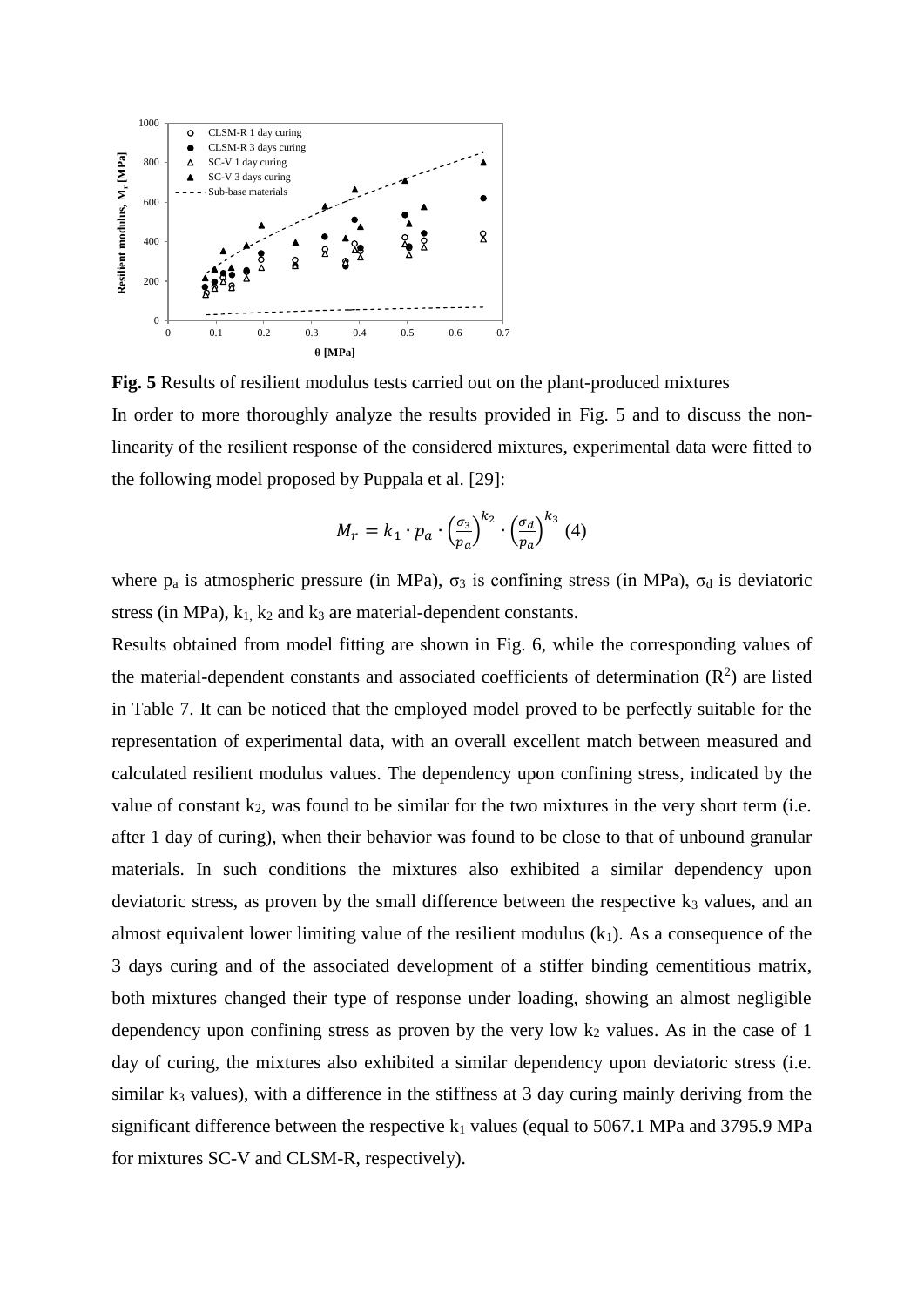**Fig. 5** Results of resilient modulus tests carried out on the plant-produced mixtures

In order to more thoroughly analyze the results provided in Fig. 5 and to discuss the non-linearity of the resilient response of the considered mixtures, experimental data were fitted to the following model proposed by Puppala et al. [29]:

$$M_r = k_1 \cdot p_a \cdot \left(\frac{\sigma_3}{p_a}\right)^{k_2} \cdot \left(\frac{\sigma_d}{p_a}\right)^{k_3} \quad (4)$$

where $p_a$ is atmospheric pressure (in MPa), $\sigma_3$ is confining stress (in MPa), $\sigma_d$ is deviatoric stress (in MPa), $k_1$, $k_2$ and $k_3$ are material-dependent constants.

Results obtained from model fitting are shown in Fig. 6, while the corresponding values of the material-dependent constants and associated coefficients of determination ($R^2$) are listed in Table 7. It can be noticed that the employed model proved to be perfectly suitable for the representation of experimental data, with an overall excellent match between measured and calculated resilient modulus values. The dependency upon confining stress, indicated by the value of constant $k_2$, was found to be similar for the two mixtures in the very short term (i.e. after 1 day of curing), when their behavior was found to be close to that of unbound granular materials. In such conditions the mixtures also exhibited a similar dependency upon deviatoric stress, as proven by the small difference between the respective $k_3$ values, and an almost equivalent lower limiting value of the resilient modulus ($k_1$). As a consequence of the 3 days curing and of the associated development of a stiffer binding cementitious matrix, both mixtures changed their type of response under loading, showing an almost negligible dependency upon confining stress as proven by the very low $k_2$ values. As in the case of 1 day of curing, the mixtures also exhibited a similar dependency upon deviatoric stress (i.e. similar $k_3$ values), with a difference in the stiffness at 3 day curing mainly deriving from the significant difference between the respective $k_1$ values (equal to 5067.1 MPa and 3795.9 MPa for mixtures SC-V and CLSM-R, respectively).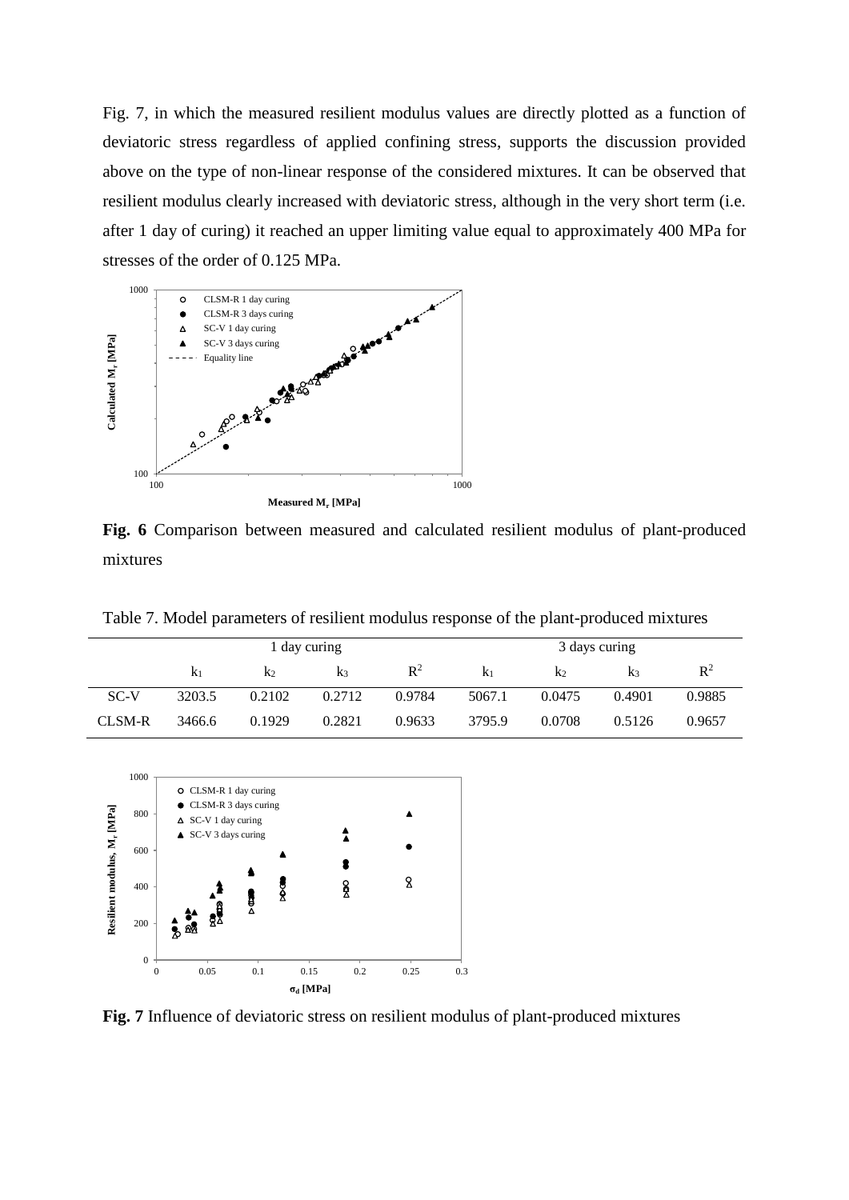Fig. 7, in which the measured resilient modulus values are directly plotted as a function of deviatoric stress regardless of applied confining stress, supports the discussion provided above on the type of non-linear response of the considered mixtures. It can be observed that resilient modulus clearly increased with deviatoric stress, although in the very short term (i.e. after 1 day of curing) it reached an upper limiting value equal to approximately 400 MPa for stresses of the order of 0.125 MPa.

**Fig. 6** Comparison between measured and calculated resilient modulus of plant-produced mixtures

Table 7. Model parameters of resilient modulus response of the plant-produced mixtures

| | 1 day curing | | | | 3 days curing | | | |
|---|---|---|---|---|---|---|---|---|
| | $k_1$ | $k_2$ | $k_3$ | $R^2$ | $k_1$ | $k_2$ | $k_3$ | $R^2$ |
| SC-V | 3203.5 | 0.2102 | 0.2712 | 0.9784 | 5067.1 | 0.0475 | 0.4901 | 0.9885 |
| CLSM-R | 3466.6 | 0.1929 | 0.2821 | 0.9633 | 3795.9 | 0.0708 | 0.5126 | 0.9657 |

**Fig. 7** Influence of deviatoric stress on resilient modulus of plant-produced mixtures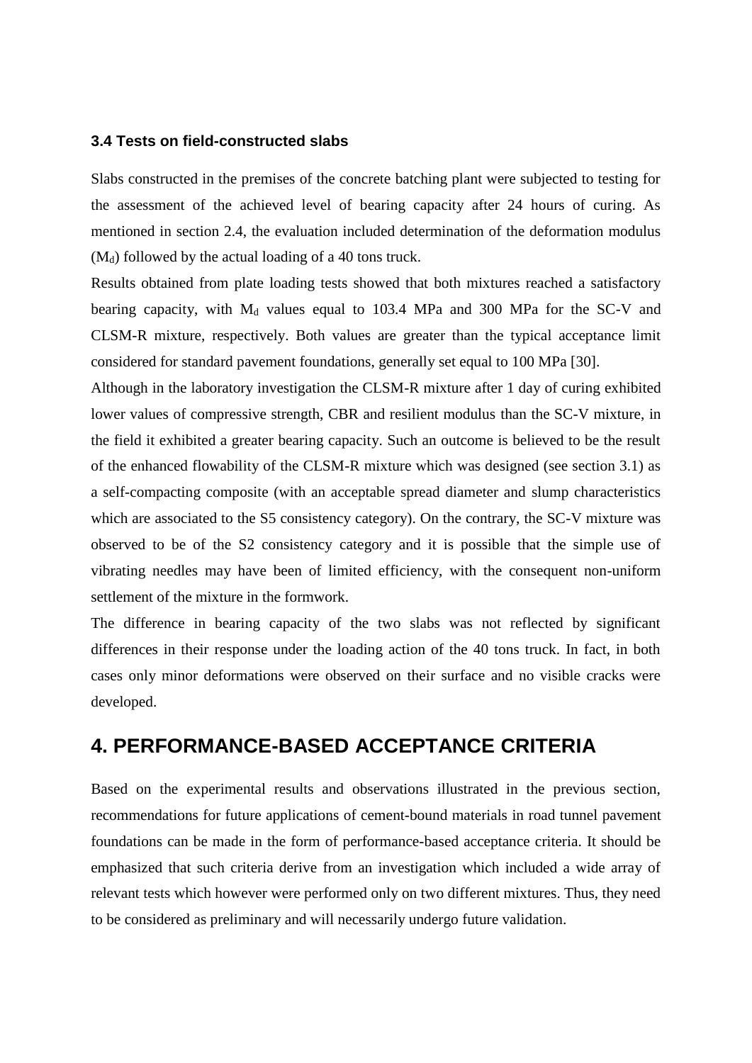### 3.4 Tests on field-constructed slabs

Slabs constructed in the premises of the concrete batching plant were subjected to testing for the assessment of the achieved level of bearing capacity after 24 hours of curing. As mentioned in section 2.4, the evaluation included determination of the deformation modulus ($M_d$) followed by the actual loading of a 40 tons truck.

Results obtained from plate loading tests showed that both mixtures reached a satisfactory bearing capacity, with $M_d$ values equal to 103.4 MPa and 300 MPa for the SC-V and CLSM-R mixture, respectively. Both values are greater than the typical acceptance limit considered for standard pavement foundations, generally set equal to 100 MPa [30].

Although in the laboratory investigation the CLSM-R mixture after 1 day of curing exhibited lower values of compressive strength, CBR and resilient modulus than the SC-V mixture, in the field it exhibited a greater bearing capacity. Such an outcome is believed to be the result of the enhanced flowability of the CLSM-R mixture which was designed (see section 3.1) as a self-compacting composite (with an acceptable spread diameter and slump characteristics which are associated to the S5 consistency category). On the contrary, the SC-V mixture was observed to be of the S2 consistency category and it is possible that the simple use of vibrating needles may have been of limited efficiency, with the consequent non-uniform settlement of the mixture in the formwork.

The difference in bearing capacity of the two slabs was not reflected by significant differences in their response under the loading action of the 40 tons truck. In fact, in both cases only minor deformations were observed on their surface and no visible cracks were developed.

## 4. PERFORMANCE-BASED ACCEPTANCE CRITERIA

Based on the experimental results and observations illustrated in the previous section, recommendations for future applications of cement-bound materials in road tunnel pavement foundations can be made in the form of performance-based acceptance criteria. It should be emphasized that such criteria derive from an investigation which included a wide array of relevant tests which however were performed only on two different mixtures. Thus, they need to be considered as preliminary and will necessarily undergo future validation.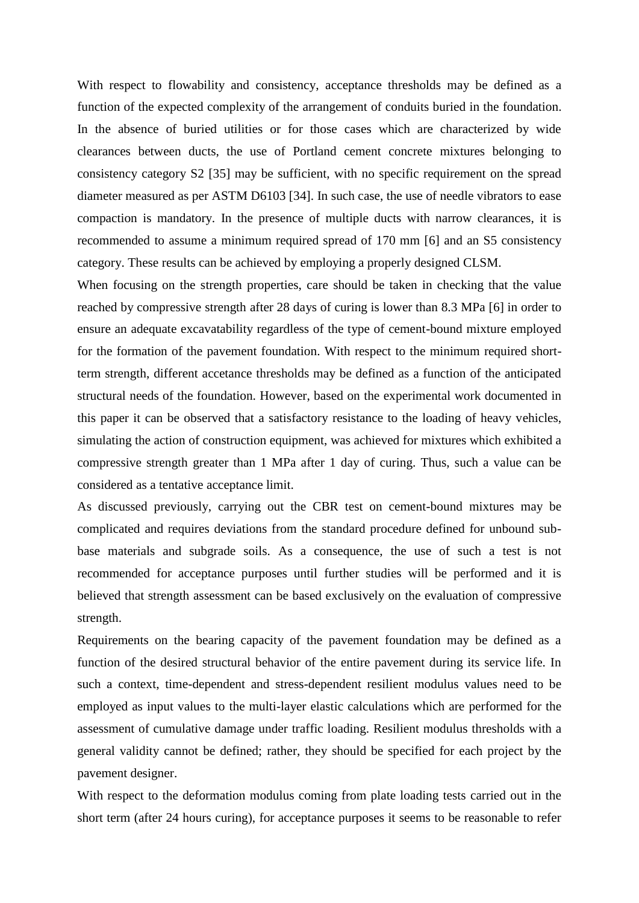With respect to flowability and consistency, acceptance thresholds may be defined as a function of the expected complexity of the arrangement of conduits buried in the foundation. In the absence of buried utilities or for those cases which are characterized by wide clearances between ducts, the use of Portland cement concrete mixtures belonging to consistency category S2 [35] may be sufficient, with no specific requirement on the spread diameter measured as per ASTM D6103 [34]. In such case, the use of needle vibrators to ease compaction is mandatory. In the presence of multiple ducts with narrow clearances, it is recommended to assume a minimum required spread of 170 mm [6] and an S5 consistency category. These results can be achieved by employing a properly designed CLSM.

When focusing on the strength properties, care should be taken in checking that the value reached by compressive strength after 28 days of curing is lower than 8.3 MPa [6] in order to ensure an adequate excavatability regardless of the type of cement-bound mixture employed for the formation of the pavement foundation. With respect to the minimum required short-term strength, different accetance thresholds may be defined as a function of the anticipated structural needs of the foundation. However, based on the experimental work documented in this paper it can be observed that a satisfactory resistance to the loading of heavy vehicles, simulating the action of construction equipment, was achieved for mixtures which exhibited a compressive strength greater than 1 MPa after 1 day of curing. Thus, such a value can be considered as a tentative acceptance limit.

As discussed previously, carrying out the CBR test on cement-bound mixtures may be complicated and requires deviations from the standard procedure defined for unbound sub-base materials and subgrade soils. As a consequence, the use of such a test is not recommended for acceptance purposes until further studies will be performed and it is believed that strength assessment can be based exclusively on the evaluation of compressive strength.

Requirements on the bearing capacity of the pavement foundation may be defined as a function of the desired structural behavior of the entire pavement during its service life. In such a context, time-dependent and stress-dependent resilient modulus values need to be employed as input values to the multi-layer elastic calculations which are performed for the assessment of cumulative damage under traffic loading. Resilient modulus thresholds with a general validity cannot be defined; rather, they should be specified for each project by the pavement designer.

With respect to the deformation modulus coming from plate loading tests carried out in the short term (after 24 hours curing), for acceptance purposes it seems to be reasonable to refer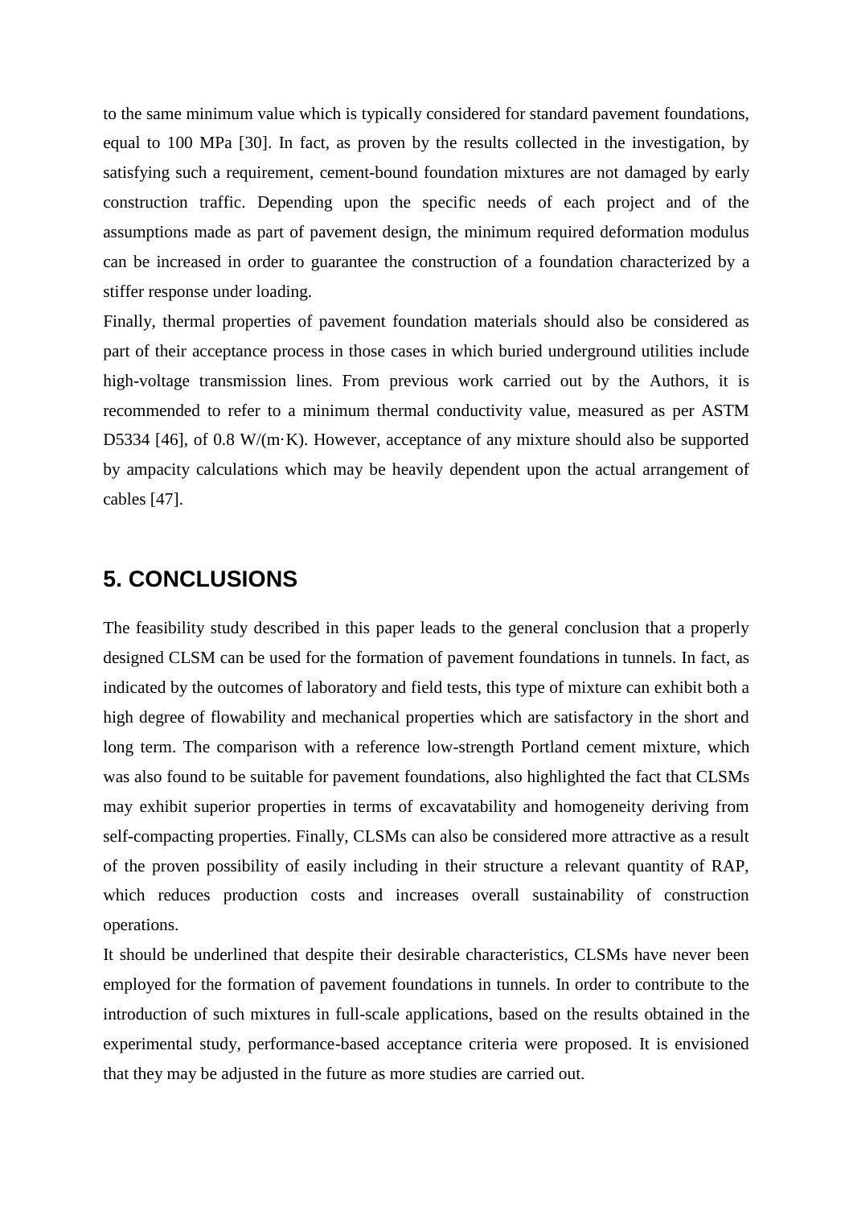to the same minimum value which is typically considered for standard pavement foundations, equal to 100 MPa [30]. In fact, as proven by the results collected in the investigation, by satisfying such a requirement, cement-bound foundation mixtures are not damaged by early construction traffic. Depending upon the specific needs of each project and of the assumptions made as part of pavement design, the minimum required deformation modulus can be increased in order to guarantee the construction of a foundation characterized by a stiffer response under loading.

Finally, thermal properties of pavement foundation materials should also be considered as part of their acceptance process in those cases in which buried underground utilities include high-voltage transmission lines. From previous work carried out by the Authors, it is recommended to refer to a minimum thermal conductivity value, measured as per ASTM D5334 [46], of 0.8 W/(m·K). However, acceptance of any mixture should also be supported by ampacity calculations which may be heavily dependent upon the actual arrangement of cables [47].

## 5. CONCLUSIONS

The feasibility study described in this paper leads to the general conclusion that a properly designed CLSM can be used for the formation of pavement foundations in tunnels. In fact, as indicated by the outcomes of laboratory and field tests, this type of mixture can exhibit both a high degree of flowability and mechanical properties which are satisfactory in the short and long term. The comparison with a reference low-strength Portland cement mixture, which was also found to be suitable for pavement foundations, also highlighted the fact that CLSMs may exhibit superior properties in terms of excavatability and homogeneity deriving from self-compacting properties. Finally, CLSMs can also be considered more attractive as a result of the proven possibility of easily including in their structure a relevant quantity of RAP, which reduces production costs and increases overall sustainability of construction operations.

It should be underlined that despite their desirable characteristics, CLSMs have never been employed for the formation of pavement foundations in tunnels. In order to contribute to the introduction of such mixtures in full-scale applications, based on the results obtained in the experimental study, performance-based acceptance criteria were proposed. It is envisioned that they may be adjusted in the future as more studies are carried out.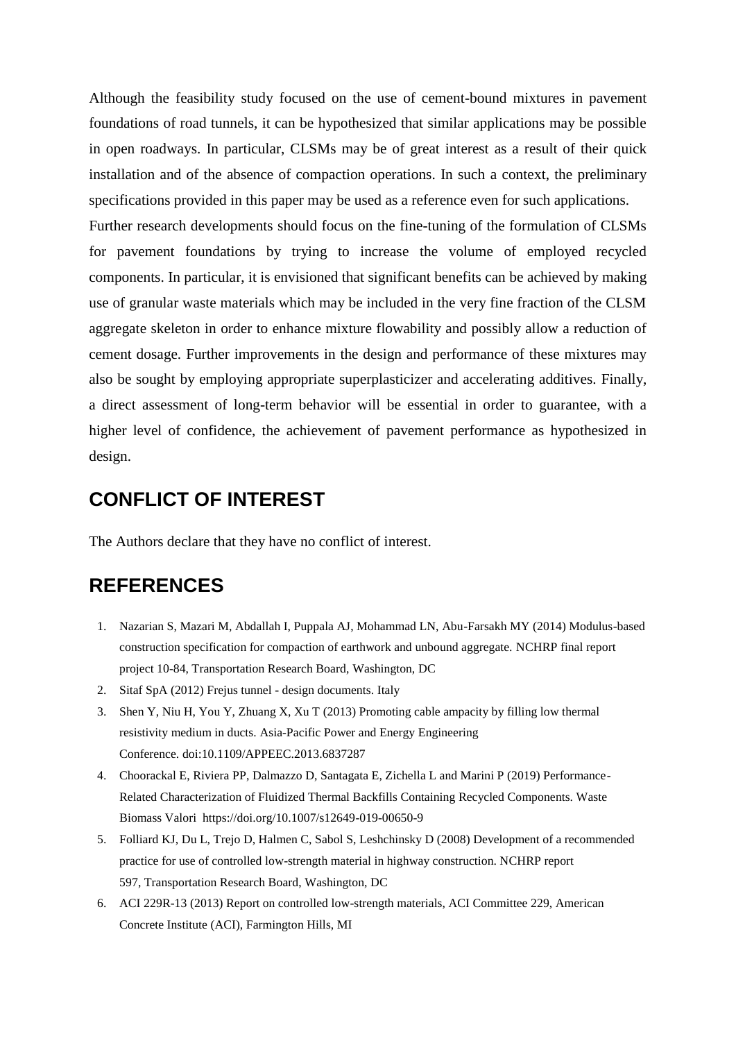Although the feasibility study focused on the use of cement-bound mixtures in pavement foundations of road tunnels, it can be hypothesized that similar applications may be possible in open roadways. In particular, CLSMs may be of great interest as a result of their quick installation and of the absence of compaction operations. In such a context, the preliminary specifications provided in this paper may be used as a reference even for such applications.

Further research developments should focus on the fine-tuning of the formulation of CLSMs for pavement foundations by trying to increase the volume of employed recycled components. In particular, it is envisioned that significant benefits can be achieved by making use of granular waste materials which may be included in the very fine fraction of the CLSM aggregate skeleton in order to enhance mixture flowability and possibly allow a reduction of cement dosage. Further improvements in the design and performance of these mixtures may also be sought by employing appropriate superplasticizer and accelerating additives. Finally, a direct assessment of long-term behavior will be essential in order to guarantee, with a higher level of confidence, the achievement of pavement performance as hypothesized in design.

## CONFLICT OF INTEREST

The Authors declare that they have no conflict of interest.

## REFERENCES

1. Nazarian S, Mazari M, Abdallah I, Puppala AJ, Mohammad LN, Abu-Farsakh MY (2014) Modulus-based construction specification for compaction of earthwork and unbound aggregate. NCHRP final report project 10-84, Transportation Research Board, Washington, DC
2. Sitaf SpA (2012) Frejus tunnel - design documents. Italy
3. Shen Y, Niu H, You Y, Zhuang X, Xu T (2013) Promoting cable ampacity by filling low thermal resistivity medium in ducts. Asia-Pacific Power and Energy Engineering Conference. doi:10.1109/APPEEC.2013.6837287
4. Choorackal E, Riviera PP, Dalmazzo D, Santagata E, Zichella L and Marini P (2019) Performance-Related Characterization of Fluidized Thermal Backfills Containing Recycled Components. Waste Biomass Valori https://doi.org/10.1007/s12649-019-00650-9
5. Folliard KJ, Du L, Trejo D, Halmen C, Sabol S, Leshchinsky D (2008) Development of a recommended practice for use of controlled low-strength material in highway construction. NCHRP report 597, Transportation Research Board, Washington, DC
6. ACI 229R-13 (2013) Report on controlled low-strength materials, ACI Committee 229, American Concrete Institute (ACI), Farmington Hills, MI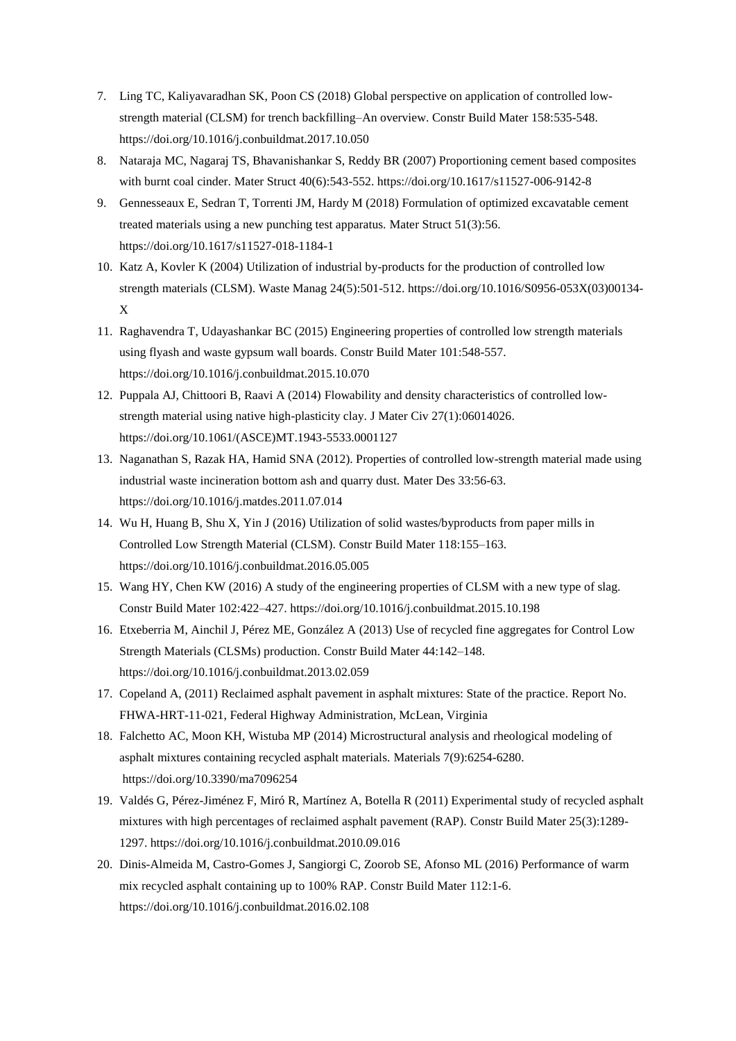7. Ling TC, Kaliyavaradhan SK, Poon CS (2018) Global perspective on application of controlled low-strength material (CLSM) for trench backfilling–An overview. Constr Build Mater 158:535-548. https://doi.org/10.1016/j.conbuildmat.2017.10.050
8. Nataraja MC, Nagaraj TS, Bhavanishankar S, Reddy BR (2007) Proportioning cement based composites with burnt coal cinder. Mater Struct 40(6):543-552. https://doi.org/10.1617/s11527-006-9142-8
9. Gennesseaux E, Sedran T, Torrenti JM, Hardy M (2018) Formulation of optimized excavatable cement treated materials using a new punching test apparatus. Mater Struct 51(3):56. https://doi.org/10.1617/s11527-018-1184-1
10. Katz A, Kovler K (2004) Utilization of industrial by-products for the production of controlled low strength materials (CLSM). Waste Manag 24(5):501-512. https://doi.org/10.1016/S0956-053X(03)00134-X
11. Raghavendra T, Udayashankar BC (2015) Engineering properties of controlled low strength materials using flyash and waste gypsum wall boards. Constr Build Mater 101:548-557. https://doi.org/10.1016/j.conbuildmat.2015.10.070
12. Puppala AJ, Chittoori B, Raavi A (2014) Flowability and density characteristics of controlled low-strength material using native high-plasticity clay. J Mater Civ 27(1):06014026. https://doi.org/10.1061/(ASCE)MT.1943-5533.0001127
13. Naganathan S, Razak HA, Hamid SNA (2012). Properties of controlled low-strength material made using industrial waste incineration bottom ash and quarry dust. Mater Des 33:56-63. https://doi.org/10.1016/j.matdes.2011.07.014
14. Wu H, Huang B, Shu X, Yin J (2016) Utilization of solid wastes/byproducts from paper mills in Controlled Low Strength Material (CLSM). Constr Build Mater 118:155–163. https://doi.org/10.1016/j.conbuildmat.2016.05.005
15. Wang HY, Chen KW (2016) A study of the engineering properties of CLSM with a new type of slag. Constr Build Mater 102:422–427. https://doi.org/10.1016/j.conbuildmat.2015.10.198
16. Etxeberria M, Ainchil J, Pérez ME, González A (2013) Use of recycled fine aggregates for Control Low Strength Materials (CLSMs) production. Constr Build Mater 44:142–148. https://doi.org/10.1016/j.conbuildmat.2013.02.059
17. Copeland A, (2011) Reclaimed asphalt pavement in asphalt mixtures: State of the practice. Report No. FHWA-HRT-11-021, Federal Highway Administration, McLean, Virginia
18. Falchetto AC, Moon KH, Wistuba MP (2014) Microstructural analysis and rheological modeling of asphalt mixtures containing recycled asphalt materials. Materials 7(9):6254-6280. https://doi.org/10.3390/ma7096254
19. Valdés G, Pérez-Jiménez F, Miró R, Martínez A, Botella R (2011) Experimental study of recycled asphalt mixtures with high percentages of reclaimed asphalt pavement (RAP). Constr Build Mater 25(3):1289-1297. https://doi.org/10.1016/j.conbuildmat.2010.09.016
20. Dinis-Almeida M, Castro-Gomes J, Sangiorgi C, Zoorob SE, Afonso ML (2016) Performance of warm mix recycled asphalt containing up to 100% RAP. Constr Build Mater 112:1-6. https://doi.org/10.1016/j.conbuildmat.2016.02.108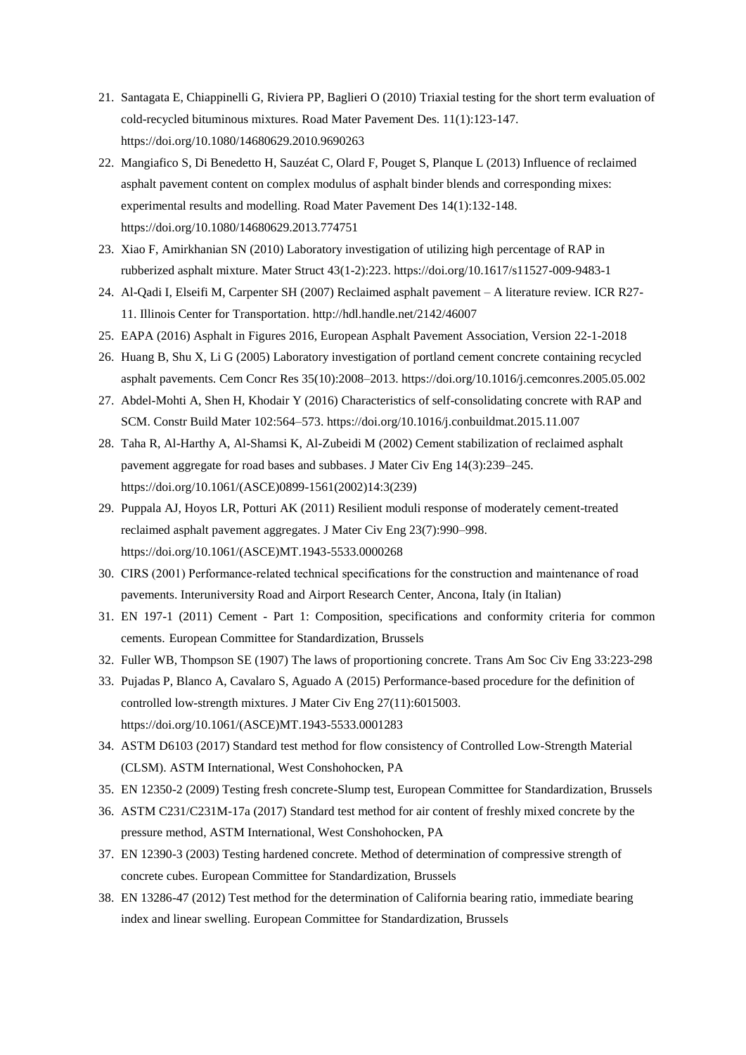21. Santagata E, Chiappinelli G, Riviera PP, Baglieri O (2010) Triaxial testing for the short term evaluation of cold-recycled bituminous mixtures. Road Mater Pavement Des. 11(1):123-147. https://doi.org/10.1080/14680629.2010.9690263
22. Mangiafico S, Di Benedetto H, Sauzéat C, Olard F, Pouget S, Planque L (2013) Influence of reclaimed asphalt pavement content on complex modulus of asphalt binder blends and corresponding mixes: experimental results and modelling. Road Mater Pavement Des 14(1):132-148. https://doi.org/10.1080/14680629.2013.774751
23. Xiao F, Amirkhanian SN (2010) Laboratory investigation of utilizing high percentage of RAP in rubberized asphalt mixture. Mater Struct 43(1-2):223. https://doi.org/10.1617/s11527-009-9483-1
24. Al-Qadi I, Elseifi M, Carpenter SH (2007) Reclaimed asphalt pavement – A literature review. ICR R27-11. Illinois Center for Transportation. http://hdl.handle.net/2142/46007
25. EAPA (2016) Asphalt in Figures 2016, European Asphalt Pavement Association, Version 22-1-2018
26. Huang B, Shu X, Li G (2005) Laboratory investigation of portland cement concrete containing recycled asphalt pavements. Cem Concr Res 35(10):2008–2013. https://doi.org/10.1016/j.cemconres.2005.05.002
27. Abdel-Mohti A, Shen H, Khodair Y (2016) Characteristics of self-consolidating concrete with RAP and SCM. Constr Build Mater 102:564–573. https://doi.org/10.1016/j.conbuildmat.2015.11.007
28. Taha R, Al-Harthy A, Al-Shamsi K, Al-Zubeidi M (2002) Cement stabilization of reclaimed asphalt pavement aggregate for road bases and subbases. J Mater Civ Eng 14(3):239–245. https://doi.org/10.1061/(ASCE)0899-1561(2002)14:3(239)
29. Puppala AJ, Hoyos LR, Potturi AK (2011) Resilient moduli response of moderately cement-treated reclaimed asphalt pavement aggregates. J Mater Civ Eng 23(7):990–998. https://doi.org/10.1061/(ASCE)MT.1943-5533.0000268
30. CIRS (2001) Performance-related technical specifications for the construction and maintenance of road pavements. Interuniversity Road and Airport Research Center, Ancona, Italy (in Italian)
31. EN 197-1 (2011) Cement - Part 1: Composition, specifications and conformity criteria for common cements. European Committee for Standardization, Brussels
32. Fuller WB, Thompson SE (1907) The laws of proportioning concrete. Trans Am Soc Civ Eng 33:223-298
33. Pujadas P, Blanco A, Cavalaro S, Aguado A (2015) Performance-based procedure for the definition of controlled low-strength mixtures. J Mater Civ Eng 27(11):6015003. https://doi.org/10.1061/(ASCE)MT.1943-5533.0001283
34. ASTM D6103 (2017) Standard test method for flow consistency of Controlled Low-Strength Material (CLSM). ASTM International, West Conshohocken, PA
35. EN 12350-2 (2009) Testing fresh concrete-Slump test, European Committee for Standardization, Brussels
36. ASTM C231/C231M-17a (2017) Standard test method for air content of freshly mixed concrete by the pressure method, ASTM International, West Conshohocken, PA
37. EN 12390-3 (2003) Testing hardened concrete. Method of determination of compressive strength of concrete cubes. European Committee for Standardization, Brussels
38. EN 13286-47 (2012) Test method for the determination of California bearing ratio, immediate bearing index and linear swelling. European Committee for Standardization, Brussels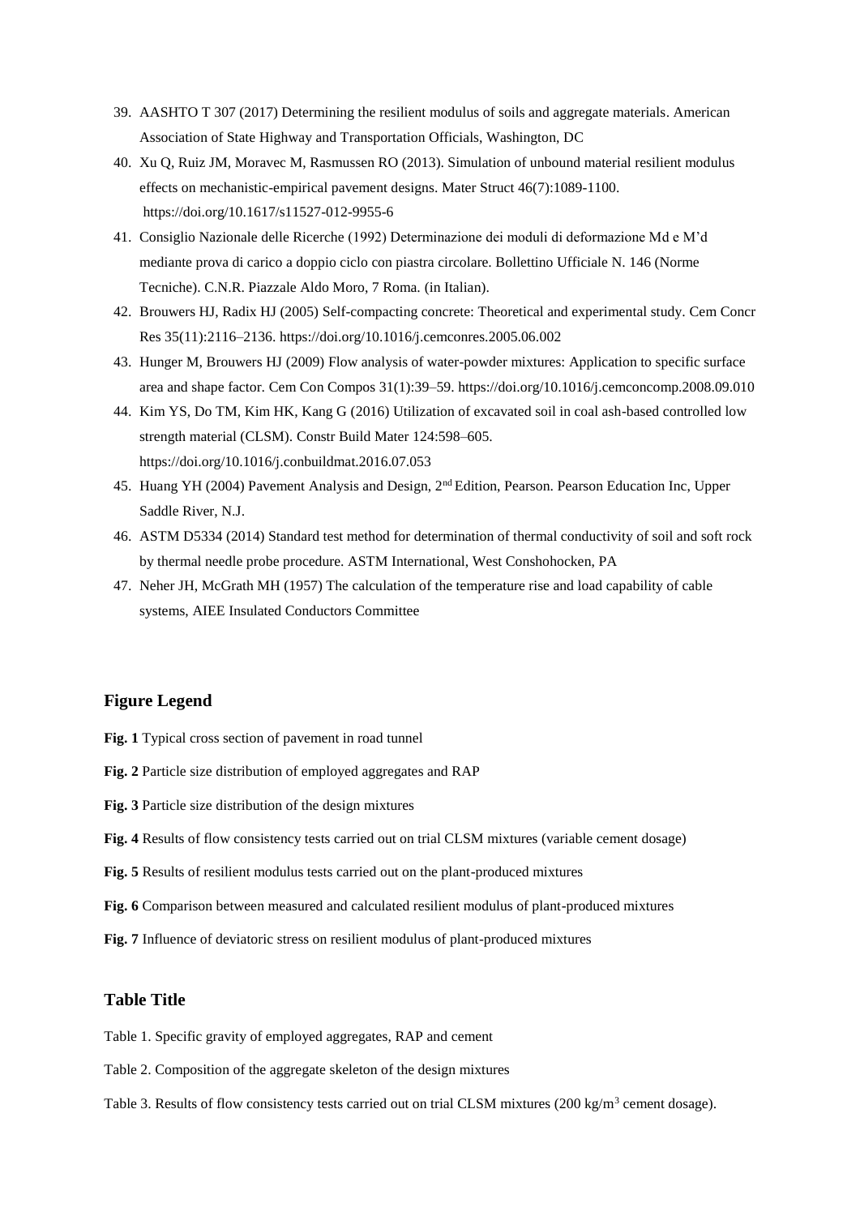39. AASHTO T 307 (2017) Determining the resilient modulus of soils and aggregate materials. American Association of State Highway and Transportation Officials, Washington, DC
40. Xu Q, Ruiz JM, Moravec M, Rasmussen RO (2013). Simulation of unbound material resilient modulus effects on mechanistic-empirical pavement designs. Mater Struct 46(7):1089-1100. https://doi.org/10.1617/s11527-012-9955-6
41. Consiglio Nazionale delle Ricerche (1992) Determinazione dei moduli di deformazione Md e M'd mediante prova di carico a doppio ciclo con piastra circolare. Bollettino Ufficiale N. 146 (Norme Tecniche). C.N.R. Piazzale Aldo Moro, 7 Roma. (in Italian).
42. Brouwers HJ, Radix HJ (2005) Self-compacting concrete: Theoretical and experimental study. Cem Concr Res 35(11):2116–2136. https://doi.org/10.1016/j.cemconres.2005.06.002
43. Hunger M, Brouwers HJ (2009) Flow analysis of water-powder mixtures: Application to specific surface area and shape factor. Cem Con Compos 31(1):39–59. https://doi.org/10.1016/j.cemconcomp.2008.09.010
44. Kim YS, Do TM, Kim HK, Kang G (2016) Utilization of excavated soil in coal ash-based controlled low strength material (CLSM). Constr Build Mater 124:598–605. https://doi.org/10.1016/j.conbuildmat.2016.07.053
45. Huang YH (2004) Pavement Analysis and Design, 2nd Edition, Pearson. Pearson Education Inc, Upper Saddle River, N.J.
46. ASTM D5334 (2014) Standard test method for determination of thermal conductivity of soil and soft rock by thermal needle probe procedure. ASTM International, West Conshohocken, PA
47. Neher JH, McGrath MH (1957) The calculation of the temperature rise and load capability of cable systems, AIEE Insulated Conductors Committee

## Figure Legend

**Fig. 1** Typical cross section of pavement in road tunnel

**Fig. 2** Particle size distribution of employed aggregates and RAP

**Fig. 3** Particle size distribution of the design mixtures

**Fig. 4** Results of flow consistency tests carried out on trial CLSM mixtures (variable cement dosage)

**Fig. 5** Results of resilient modulus tests carried out on the plant-produced mixtures

**Fig. 6** Comparison between measured and calculated resilient modulus of plant-produced mixtures

**Fig. 7** Influence of deviatoric stress on resilient modulus of plant-produced mixtures

## Table Title

Table 1. Specific gravity of employed aggregates, RAP and cement

Table 2. Composition of the aggregate skeleton of the design mixtures

Table 3. Results of flow consistency tests carried out on trial CLSM mixtures (200 kg/m$^3$ cement dosage).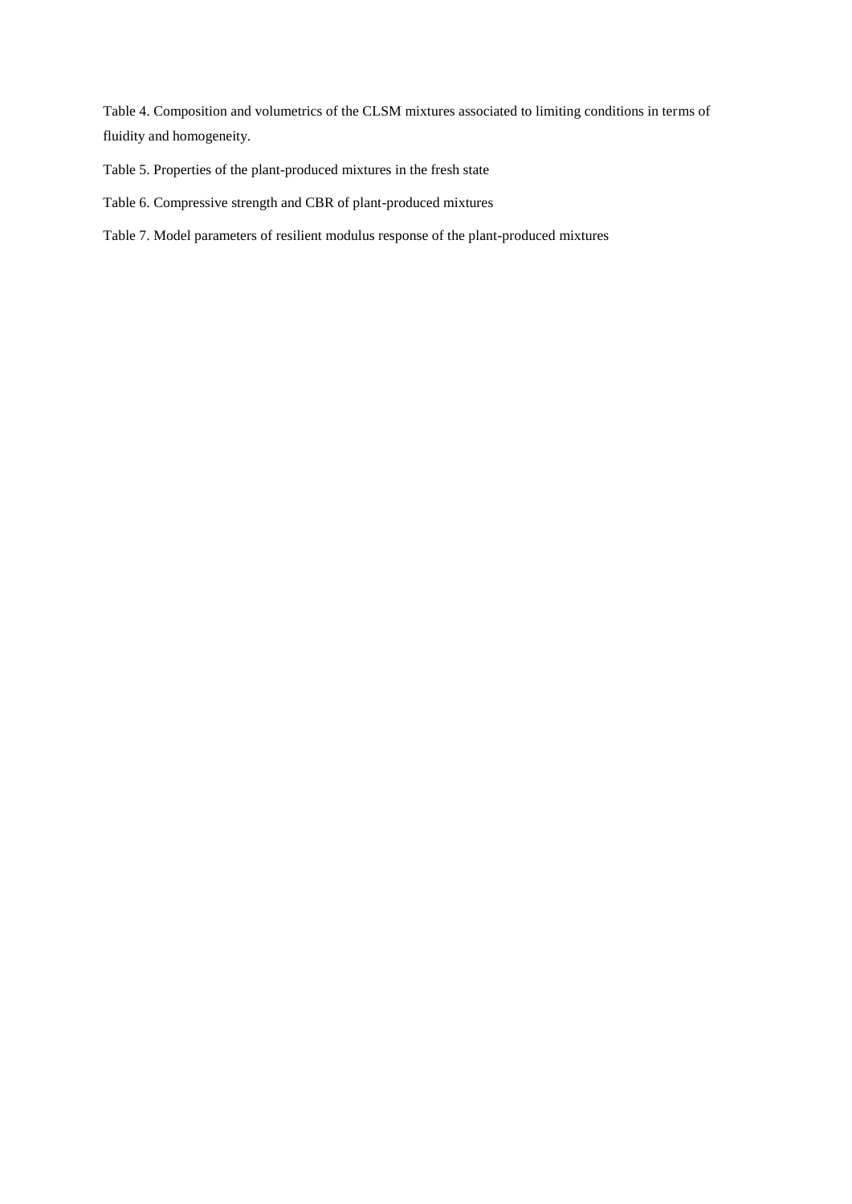Table 4. Composition and volumetrics of the CLSM mixtures associated to limiting conditions in terms of fluidity and homogeneity.

Table 5. Properties of the plant-produced mixtures in the fresh state

Table 6. Compressive strength and CBR of plant-produced mixtures

Table 7. Model parameters of resilient modulus response of the plant-produced mixtures